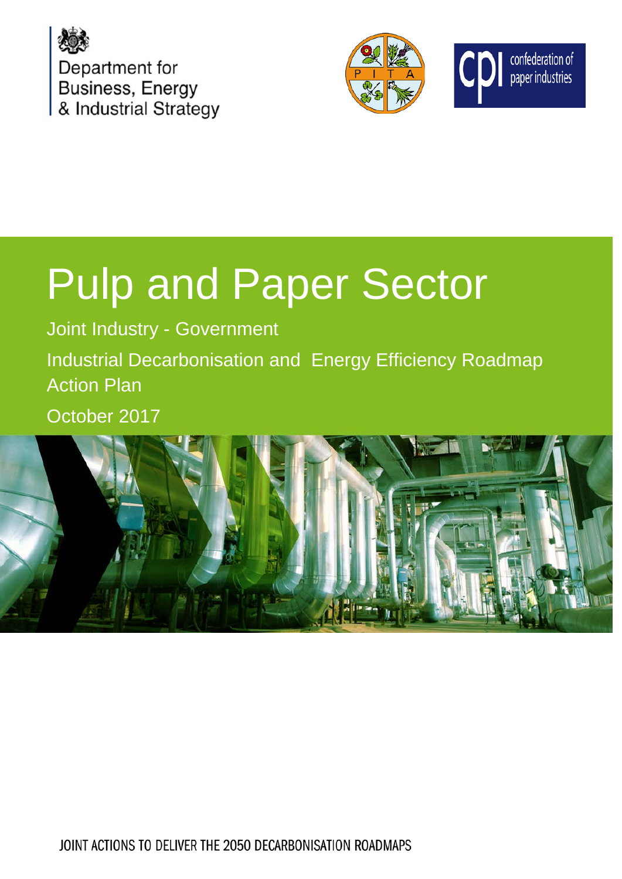Department for Business, Energy & Industrial Strategy

confederation of paper industries

# Pulp and Paper Sector

Joint Industry - Government

Industrial Decarbonisation and Energy Efficiency Roadmap Action Plan

October 2017

JOINT ACTIONS TO DELIVER THE 2050 DECARBONISATION ROADMAPS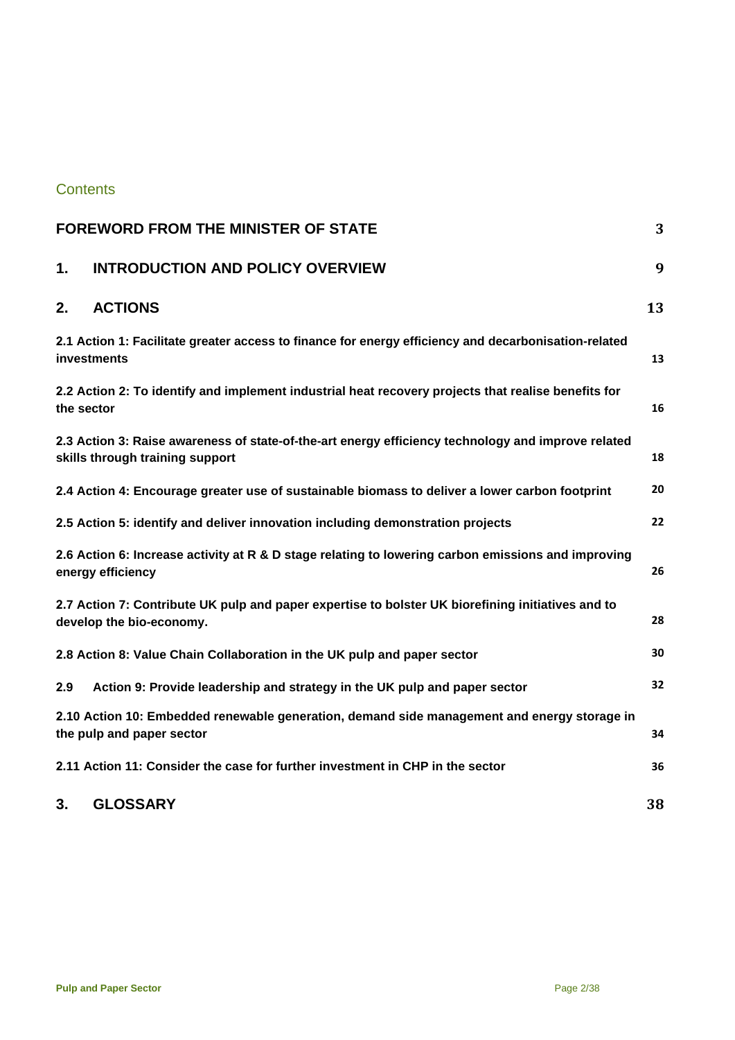## Contents

| | |
|---|---|
| **FOREWORD FROM THE MINISTER OF STATE** | **3** |
| **1. INTRODUCTION AND POLICY OVERVIEW** | **9** |
| **2. ACTIONS** | **13** |
| **2.1 Action 1: Facilitate greater access to finance for energy efficiency and decarbonisation-related investments** | **13** |
| **2.2 Action 2: To identify and implement industrial heat recovery projects that realise benefits for the sector** | **16** |
| **2.3 Action 3: Raise awareness of state-of-the-art energy efficiency technology and improve related skills through training support** | **18** |
| **2.4 Action 4: Encourage greater use of sustainable biomass to deliver a lower carbon footprint** | **20** |
| **2.5 Action 5: identify and deliver innovation including demonstration projects** | **22** |
| **2.6 Action 6: Increase activity at R & D stage relating to lowering carbon emissions and improving energy efficiency** | **26** |
| **2.7 Action 7: Contribute UK pulp and paper expertise to bolster UK biorefining initiatives and to develop the bio-economy.** | **28** |
| **2.8 Action 8: Value Chain Collaboration in the UK pulp and paper sector** | **30** |
| **2.9 Action 9: Provide leadership and strategy in the UK pulp and paper sector** | **32** |
| **2.10 Action 10: Embedded renewable generation, demand side management and energy storage in the pulp and paper sector** | **34** |
| **2.11 Action 11: Consider the case for further investment in CHP in the sector** | **36** |
| **3. GLOSSARY** | **38** |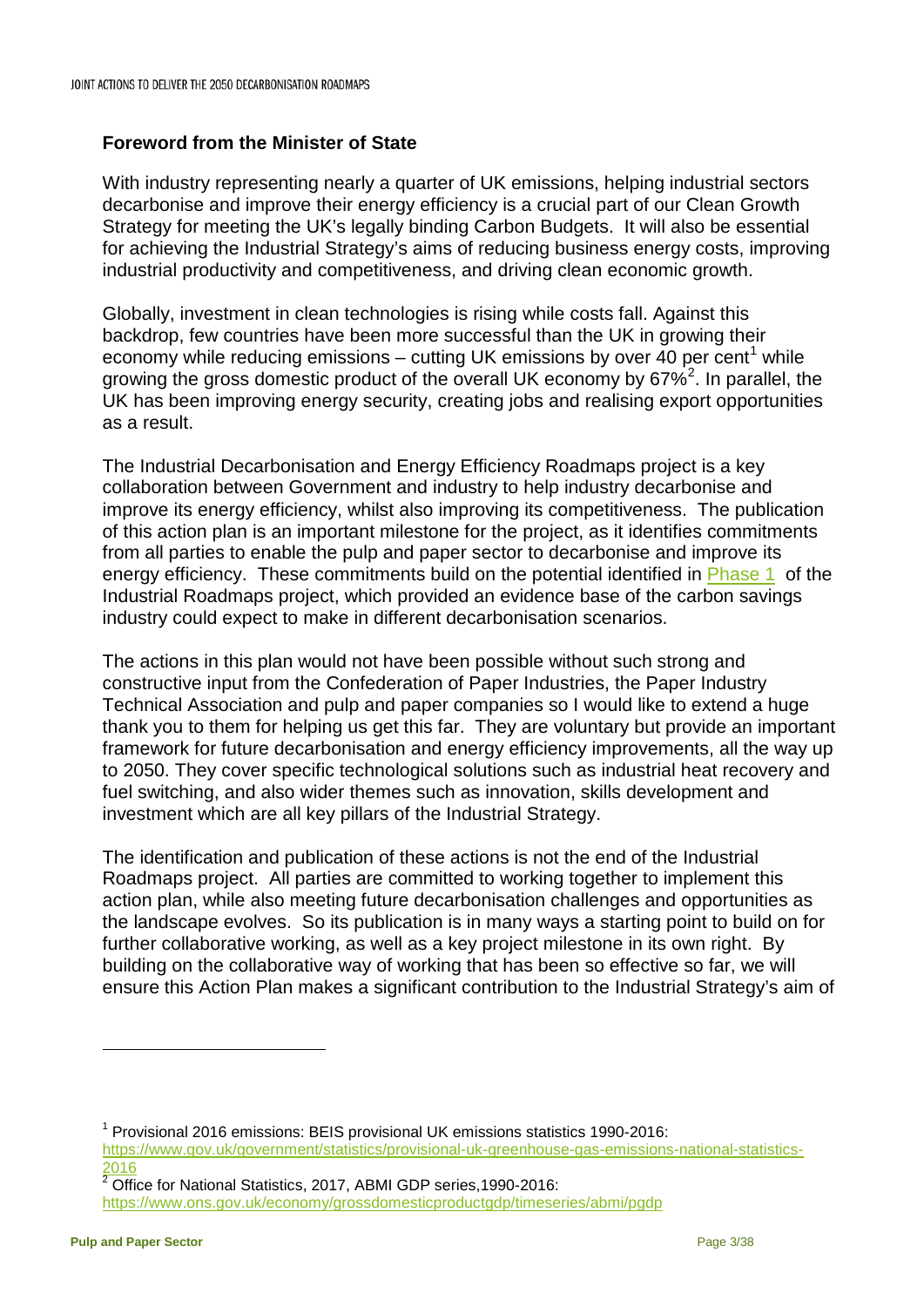**Foreword from the Minister of State**

With industry representing nearly a quarter of UK emissions, helping industrial sectors decarbonise and improve their energy efficiency is a crucial part of our Clean Growth Strategy for meeting the UK's legally binding Carbon Budgets. It will also be essential for achieving the Industrial Strategy's aims of reducing business energy costs, improving industrial productivity and competitiveness, and driving clean economic growth.

Globally, investment in clean technologies is rising while costs fall. Against this backdrop, few countries have been more successful than the UK in growing their economy while reducing emissions – cutting UK emissions by over 40 per cent[1] while growing the gross domestic product of the overall UK economy by 67%[2]. In parallel, the UK has been improving energy security, creating jobs and realising export opportunities as a result.

The Industrial Decarbonisation and Energy Efficiency Roadmaps project is a key collaboration between Government and industry to help industry decarbonise and improve its energy efficiency, whilst also improving its competitiveness. The publication of this action plan is an important milestone for the project, as it identifies commitments from all parties to enable the pulp and paper sector to decarbonise and improve its energy efficiency. These commitments build on the potential identified in Phase 1 of the Industrial Roadmaps project, which provided an evidence base of the carbon savings industry could expect to make in different decarbonisation scenarios.

The actions in this plan would not have been possible without such strong and constructive input from the Confederation of Paper Industries, the Paper Industry Technical Association and pulp and paper companies so I would like to extend a huge thank you to them for helping us get this far. They are voluntary but provide an important framework for future decarbonisation and energy efficiency improvements, all the way up to 2050. They cover specific technological solutions such as industrial heat recovery and fuel switching, and also wider themes such as innovation, skills development and investment which are all key pillars of the Industrial Strategy.

The identification and publication of these actions is not the end of the Industrial Roadmaps project. All parties are committed to working together to implement this action plan, while also meeting future decarbonisation challenges and opportunities as the landscape evolves. So its publication is in many ways a starting point to build on for further collaborative working, as well as a key project milestone in its own right. By building on the collaborative way of working that has been so effective so far, we will ensure this Action Plan makes a significant contribution to the Industrial Strategy's aim of

---

[1] Provisional 2016 emissions: BEIS provisional UK emissions statistics 1990-2016: https://www.gov.uk/government/statistics/provisional-uk-greenhouse-gas-emissions-national-statistics-2016

[2] Office for National Statistics, 2017, ABMI GDP series,1990-2016: https://www.ons.gov.uk/economy/grossdomesticproductgdp/timeseries/abmi/pgdp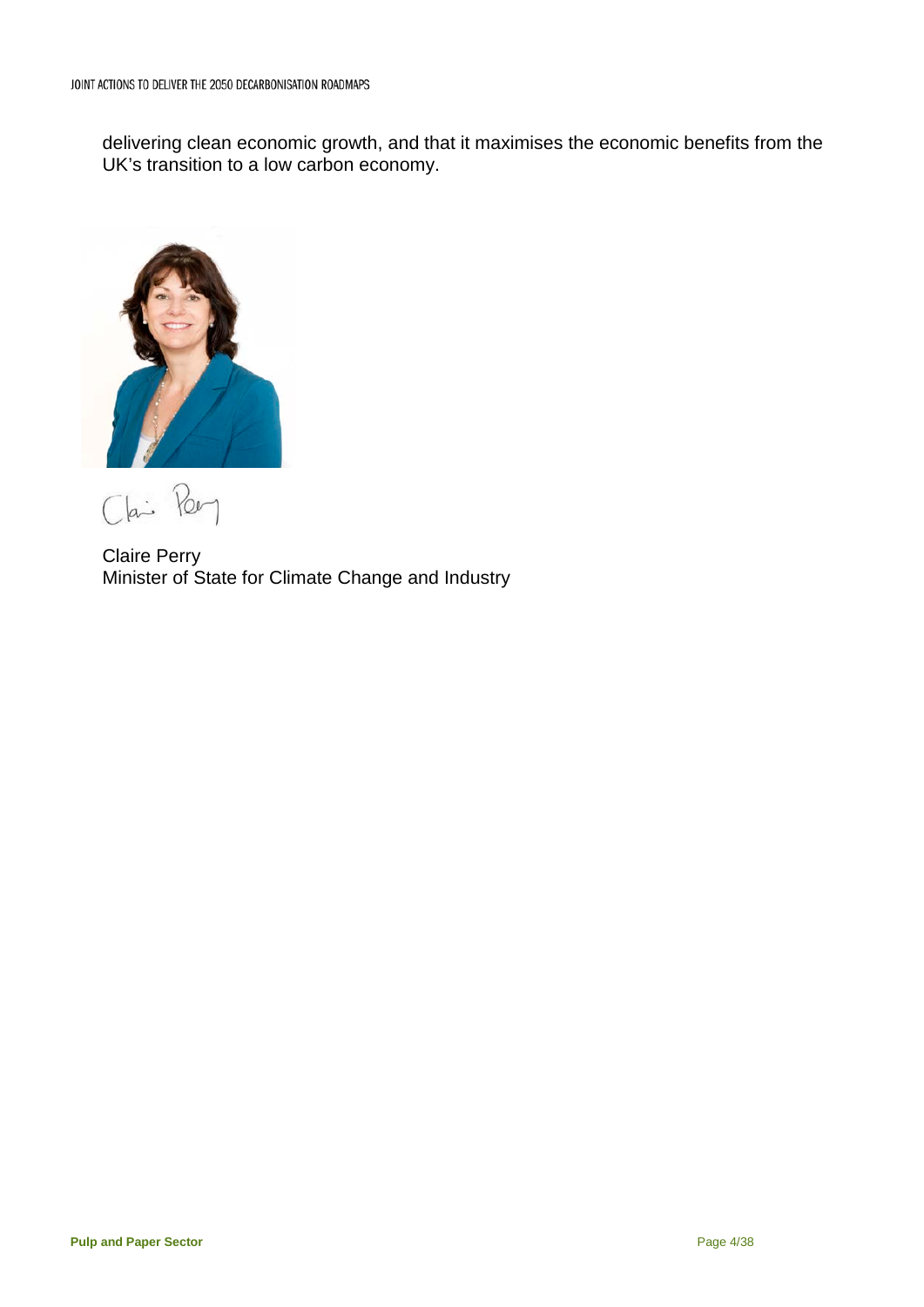delivering clean economic growth, and that it maximises the economic benefits from the UK's transition to a low carbon economy.

Claire Perry
Minister of State for Climate Change and Industry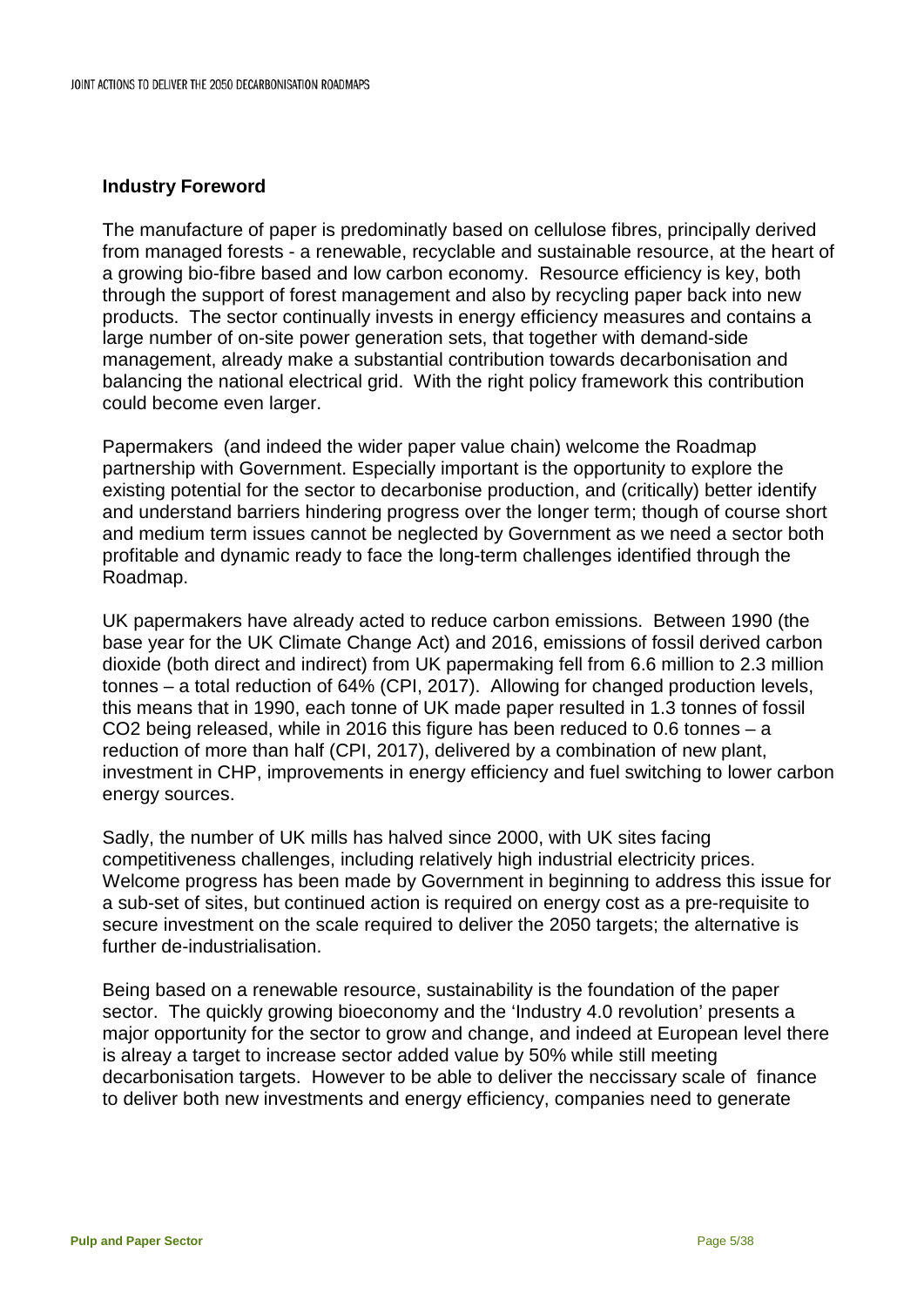## Industry Foreword

The manufacture of paper is predominatly based on cellulose fibres, principally derived from managed forests - a renewable, recyclable and sustainable resource, at the heart of a growing bio-fibre based and low carbon economy. Resource efficiency is key, both through the support of forest management and also by recycling paper back into new products. The sector continually invests in energy efficiency measures and contains a large number of on-site power generation sets, that together with demand-side management, already make a substantial contribution towards decarbonisation and balancing the national electrical grid. With the right policy framework this contribution could become even larger.

Papermakers (and indeed the wider paper value chain) welcome the Roadmap partnership with Government. Especially important is the opportunity to explore the existing potential for the sector to decarbonise production, and (critically) better identify and understand barriers hindering progress over the longer term; though of course short and medium term issues cannot be neglected by Government as we need a sector both profitable and dynamic ready to face the long-term challenges identified through the Roadmap.

UK papermakers have already acted to reduce carbon emissions. Between 1990 (the base year for the UK Climate Change Act) and 2016, emissions of fossil derived carbon dioxide (both direct and indirect) from UK papermaking fell from 6.6 million to 2.3 million tonnes – a total reduction of 64% (CPI, 2017). Allowing for changed production levels, this means that in 1990, each tonne of UK made paper resulted in 1.3 tonnes of fossil $CO_2$ being released, while in 2016 this figure has been reduced to 0.6 tonnes – a reduction of more than half (CPI, 2017), delivered by a combination of new plant, investment in CHP, improvements in energy efficiency and fuel switching to lower carbon energy sources.

Sadly, the number of UK mills has halved since 2000, with UK sites facing competitiveness challenges, including relatively high industrial electricity prices. Welcome progress has been made by Government in beginning to address this issue for a sub-set of sites, but continued action is required on energy cost as a pre-requisite to secure investment on the scale required to deliver the 2050 targets; the alternative is further de-industrialisation.

Being based on a renewable resource, sustainability is the foundation of the paper sector. The quickly growing bioeconomy and the 'Industry 4.0 revolution' presents a major opportunity for the sector to grow and change, and indeed at European level there is alreay a target to increase sector added value by 50% while still meeting decarbonisation targets. However to be able to deliver the neccissary scale of finance to deliver both new investments and energy efficiency, companies need to generate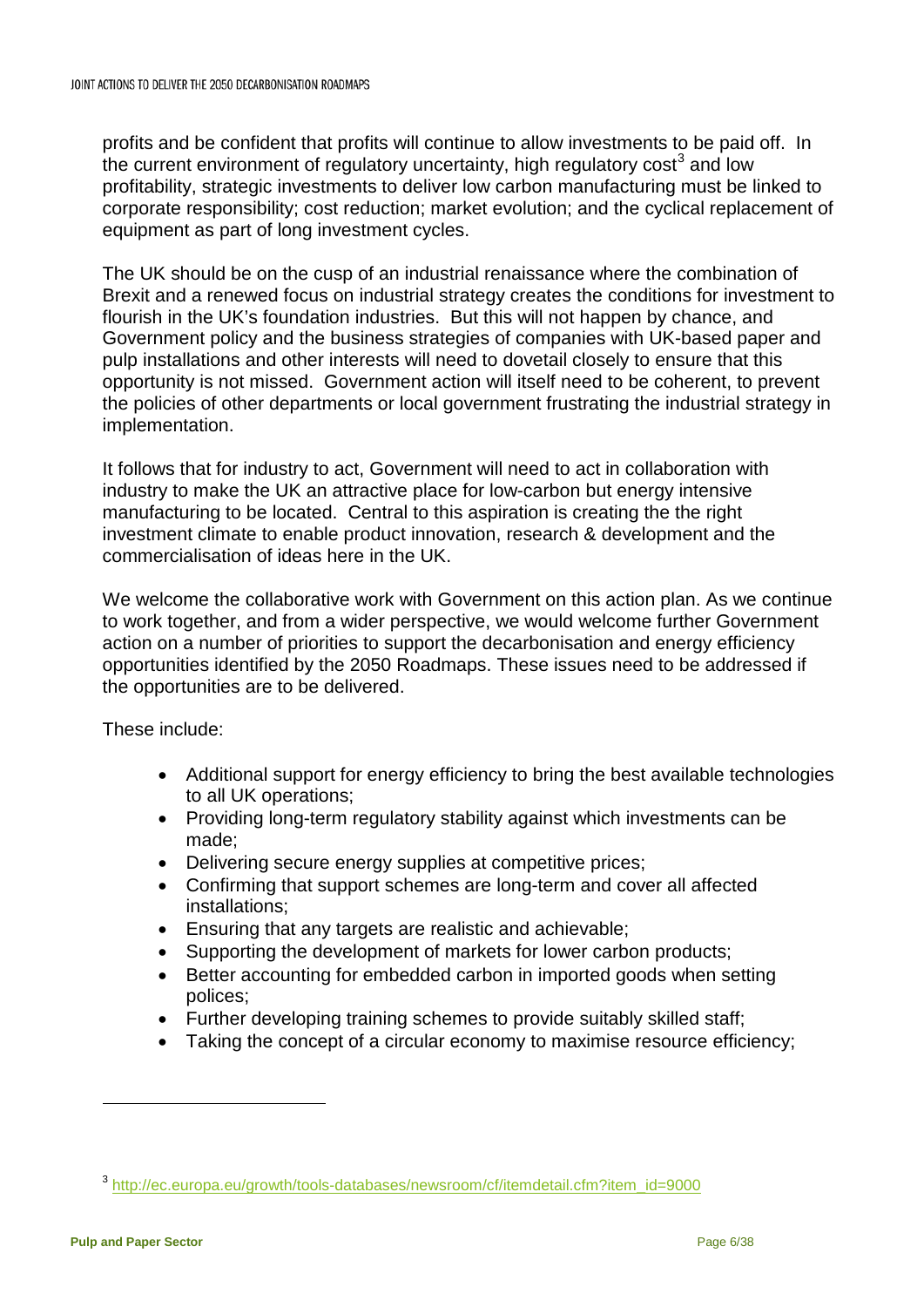profits and be confident that profits will continue to allow investments to be paid off. In the current environment of regulatory uncertainty, high regulatory cost[3] and low profitability, strategic investments to deliver low carbon manufacturing must be linked to corporate responsibility; cost reduction; market evolution; and the cyclical replacement of equipment as part of long investment cycles.

The UK should be on the cusp of an industrial renaissance where the combination of Brexit and a renewed focus on industrial strategy creates the conditions for investment to flourish in the UK's foundation industries. But this will not happen by chance, and Government policy and the business strategies of companies with UK-based paper and pulp installations and other interests will need to dovetail closely to ensure that this opportunity is not missed. Government action will itself need to be coherent, to prevent the policies of other departments or local government frustrating the industrial strategy in implementation.

It follows that for industry to act, Government will need to act in collaboration with industry to make the UK an attractive place for low-carbon but energy intensive manufacturing to be located. Central to this aspiration is creating the the right investment climate to enable product innovation, research & development and the commercialisation of ideas here in the UK.

We welcome the collaborative work with Government on this action plan. As we continue to work together, and from a wider perspective, we would welcome further Government action on a number of priorities to support the decarbonisation and energy efficiency opportunities identified by the 2050 Roadmaps. These issues need to be addressed if the opportunities are to be delivered.

These include:

- Additional support for energy efficiency to bring the best available technologies to all UK operations;
- Providing long-term regulatory stability against which investments can be made;
- Delivering secure energy supplies at competitive prices;
- Confirming that support schemes are long-term and cover all affected installations;
- Ensuring that any targets are realistic and achievable;
- Supporting the development of markets for lower carbon products;
- Better accounting for embedded carbon in imported goods when setting polices;
- Further developing training schemes to provide suitably skilled staff;
- Taking the concept of a circular economy to maximise resource efficiency;

[3] http://ec.europa.eu/growth/tools-databases/newsroom/cf/itemdetail.cfm?item_id=9000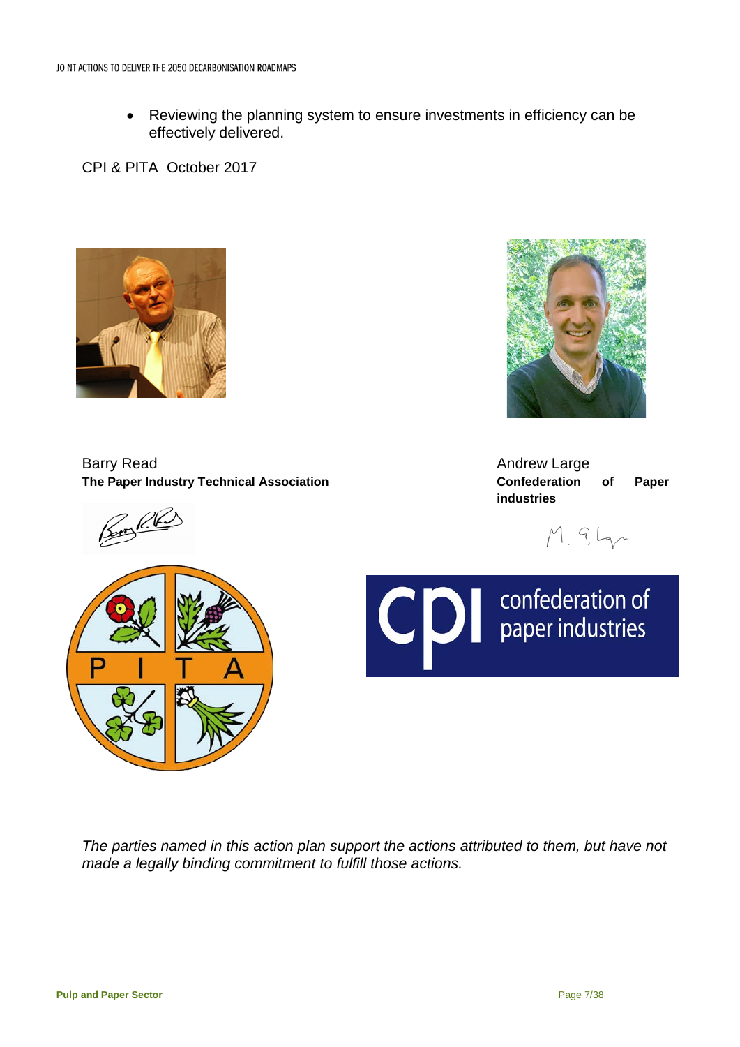- Reviewing the planning system to ensure investments in efficiency can be effectively delivered.

CPI & PITA October 2017

Barry Read
**The Paper Industry Technical Association**

Andrew Large
**Confederation of Paper industries**

*The parties named in this action plan support the actions attributed to them, but have not made a legally binding commitment to fulfill those actions.*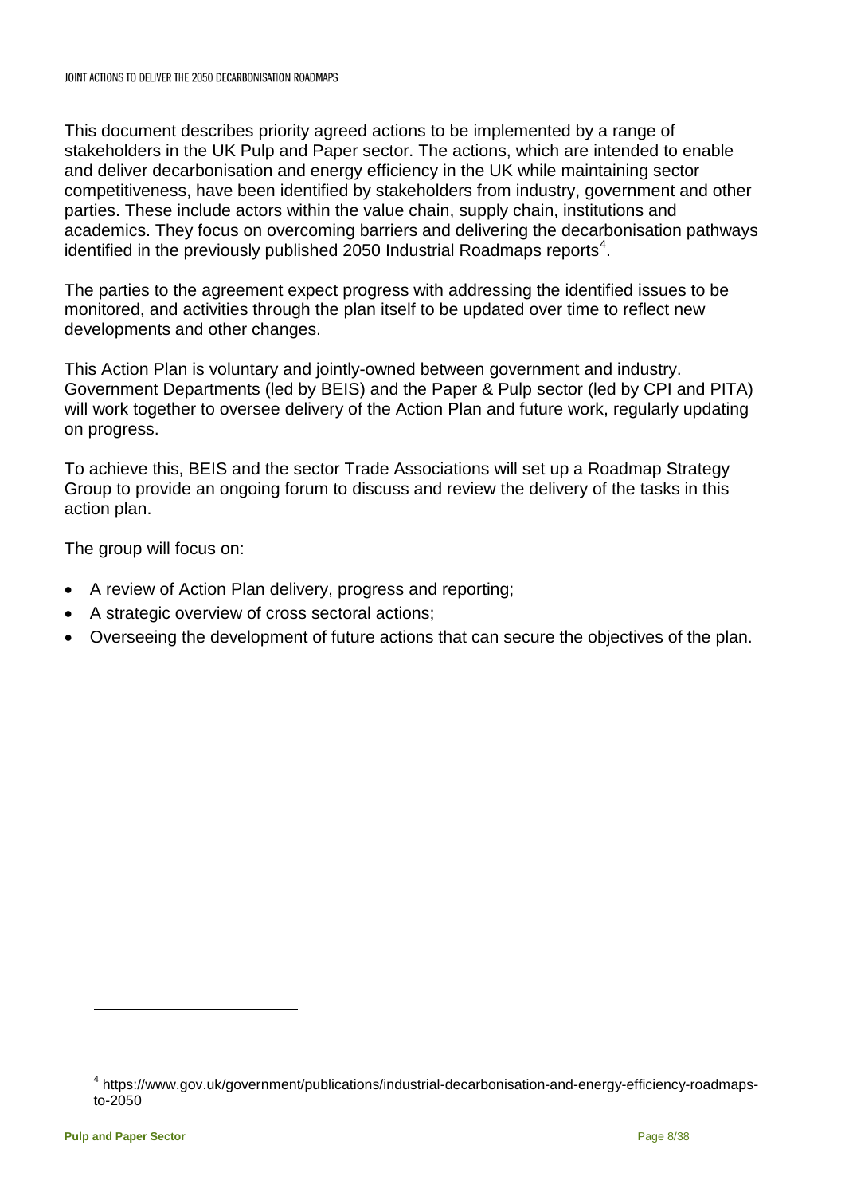This document describes priority agreed actions to be implemented by a range of stakeholders in the UK Pulp and Paper sector. The actions, which are intended to enable and deliver decarbonisation and energy efficiency in the UK while maintaining sector competitiveness, have been identified by stakeholders from industry, government and other parties. These include actors within the value chain, supply chain, institutions and academics. They focus on overcoming barriers and delivering the decarbonisation pathways identified in the previously published 2050 Industrial Roadmaps reports[4].

The parties to the agreement expect progress with addressing the identified issues to be monitored, and activities through the plan itself to be updated over time to reflect new developments and other changes.

This Action Plan is voluntary and jointly-owned between government and industry. Government Departments (led by BEIS) and the Paper & Pulp sector (led by CPI and PITA) will work together to oversee delivery of the Action Plan and future work, regularly updating on progress.

To achieve this, BEIS and the sector Trade Associations will set up a Roadmap Strategy Group to provide an ongoing forum to discuss and review the delivery of the tasks in this action plan.

The group will focus on:

- A review of Action Plan delivery, progress and reporting;
- A strategic overview of cross sectoral actions;
- Overseeing the development of future actions that can secure the objectives of the plan.

---

[4] https://www.gov.uk/government/publications/industrial-decarbonisation-and-energy-efficiency-roadmaps-to-2050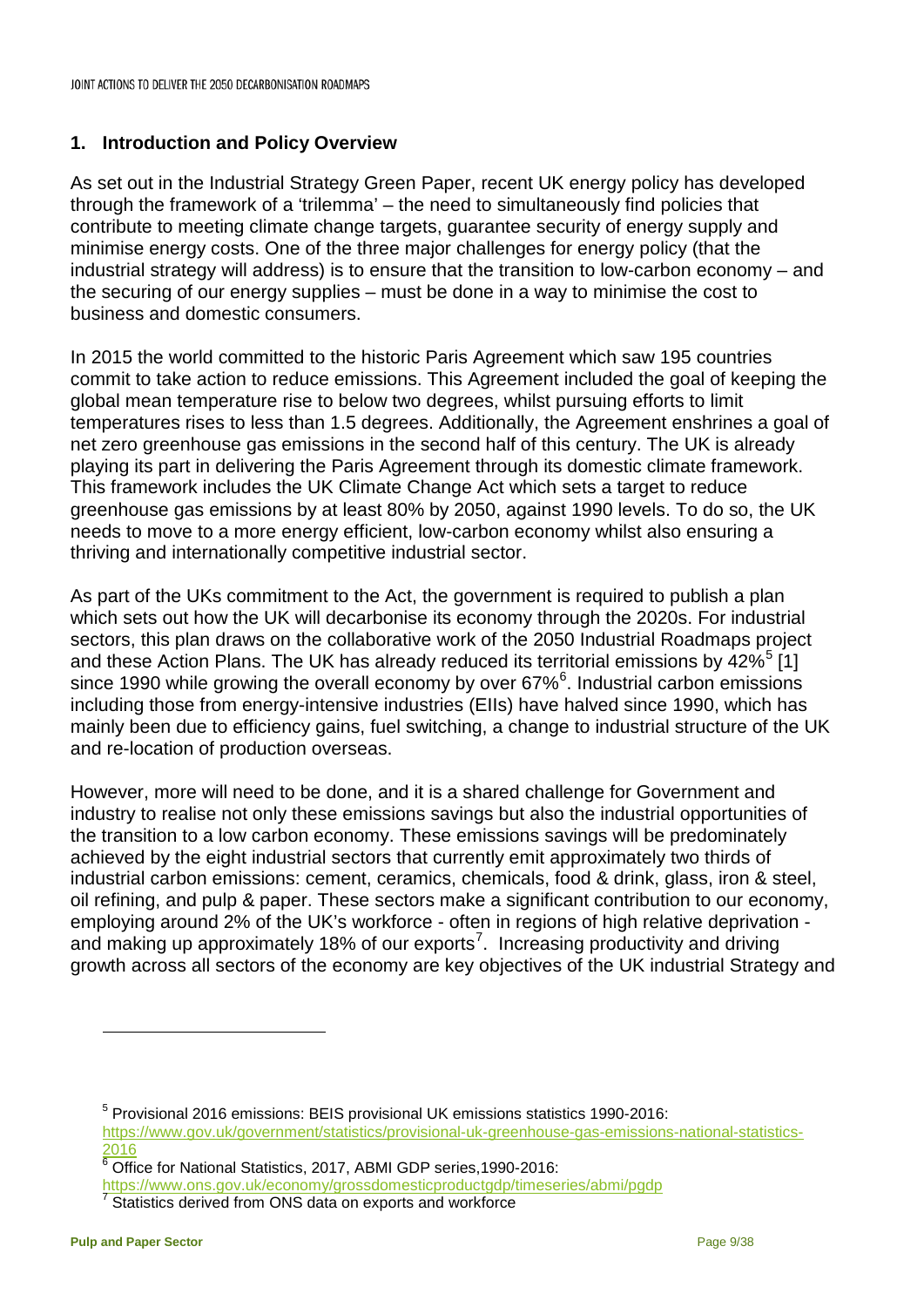## 1. Introduction and Policy Overview

As set out in the Industrial Strategy Green Paper, recent UK energy policy has developed through the framework of a 'trilemma' – the need to simultaneously find policies that contribute to meeting climate change targets, guarantee security of energy supply and minimise energy costs. One of the three major challenges for energy policy (that the industrial strategy will address) is to ensure that the transition to low-carbon economy – and the securing of our energy supplies – must be done in a way to minimise the cost to business and domestic consumers.

In 2015 the world committed to the historic Paris Agreement which saw 195 countries commit to take action to reduce emissions. This Agreement included the goal of keeping the global mean temperature rise to below two degrees, whilst pursuing efforts to limit temperatures rises to less than 1.5 degrees. Additionally, the Agreement enshrines a goal of net zero greenhouse gas emissions in the second half of this century. The UK is already playing its part in delivering the Paris Agreement through its domestic climate framework. This framework includes the UK Climate Change Act which sets a target to reduce greenhouse gas emissions by at least 80% by 2050, against 1990 levels. To do so, the UK needs to move to a more energy efficient, low-carbon economy whilst also ensuring a thriving and internationally competitive industrial sector.

As part of the UKs commitment to the Act, the government is required to publish a plan which sets out how the UK will decarbonise its economy through the 2020s. For industrial sectors, this plan draws on the collaborative work of the 2050 Industrial Roadmaps project and these Action Plans. The UK has already reduced its territorial emissions by 42%[5] [1] since 1990 while growing the overall economy by over 67%[6]. Industrial carbon emissions including those from energy-intensive industries (EIIs) have halved since 1990, which has mainly been due to efficiency gains, fuel switching, a change to industrial structure of the UK and re-location of production overseas.

However, more will need to be done, and it is a shared challenge for Government and industry to realise not only these emissions savings but also the industrial opportunities of the transition to a low carbon economy. These emissions savings will be predominately achieved by the eight industrial sectors that currently emit approximately two thirds of industrial carbon emissions: cement, ceramics, chemicals, food & drink, glass, iron & steel, oil refining, and pulp & paper. These sectors make a significant contribution to our economy, employing around 2% of the UK's workforce - often in regions of high relative deprivation - and making up approximately 18% of our exports[7]. Increasing productivity and driving growth across all sectors of the economy are key objectives of the UK industrial Strategy and

---

[5] Provisional 2016 emissions: BEIS provisional UK emissions statistics 1990-2016: https://www.gov.uk/government/statistics/provisional-uk-greenhouse-gas-emissions-national-statistics-2016

[6] Office for National Statistics, 2017, ABMI GDP series,1990-2016: https://www.ons.gov.uk/economy/grossdomesticproductgdp/timeseries/abmi/pgdp

[7] Statistics derived from ONS data on exports and workforce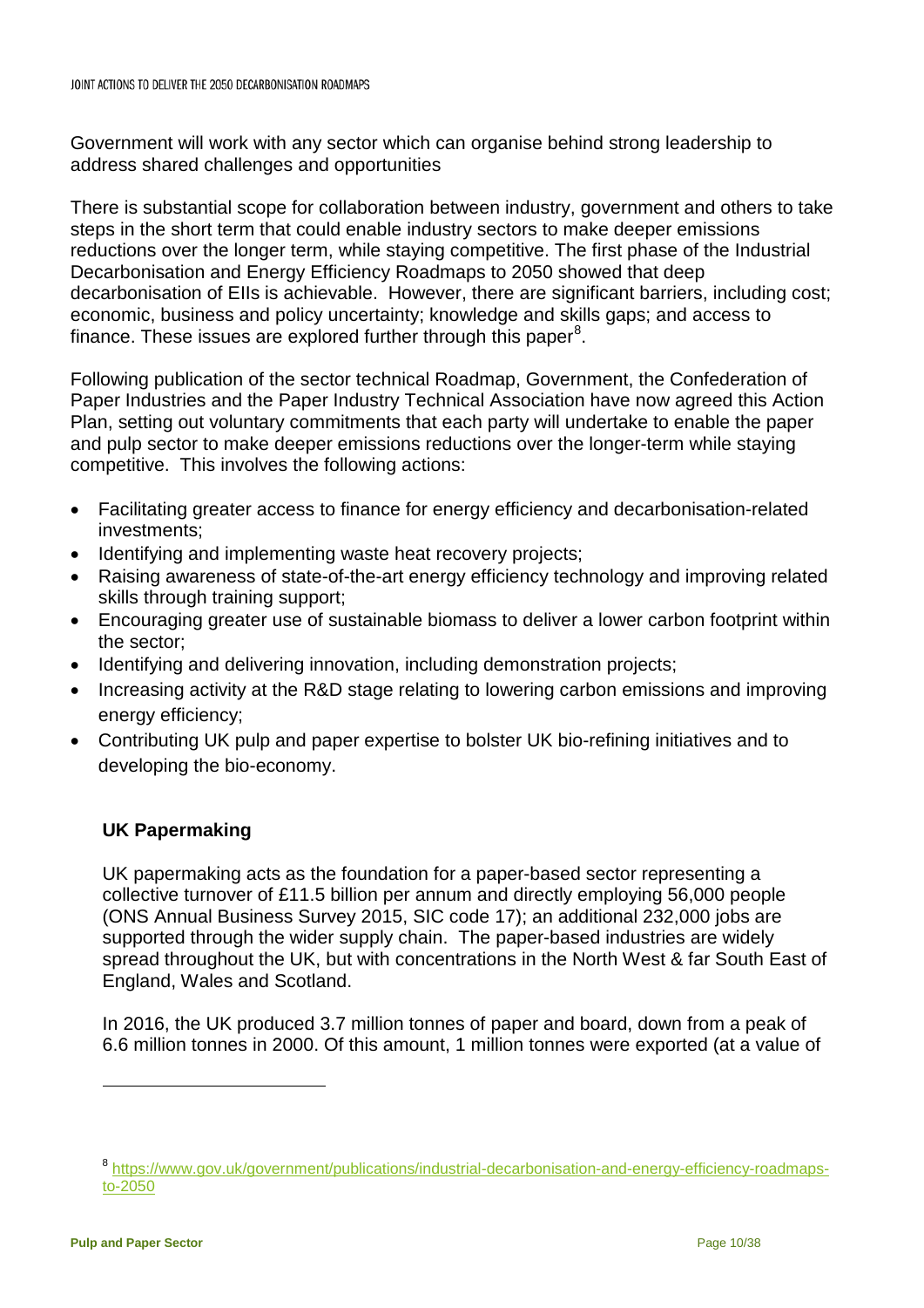Government will work with any sector which can organise behind strong leadership to address shared challenges and opportunities

There is substantial scope for collaboration between industry, government and others to take steps in the short term that could enable industry sectors to make deeper emissions reductions over the longer term, while staying competitive. The first phase of the Industrial Decarbonisation and Energy Efficiency Roadmaps to 2050 showed that deep decarbonisation of EIIs is achievable. However, there are significant barriers, including cost; economic, business and policy uncertainty; knowledge and skills gaps; and access to finance. These issues are explored further through this paper[8].

Following publication of the sector technical Roadmap, Government, the Confederation of Paper Industries and the Paper Industry Technical Association have now agreed this Action Plan, setting out voluntary commitments that each party will undertake to enable the paper and pulp sector to make deeper emissions reductions over the longer-term while staying competitive. This involves the following actions:

- Facilitating greater access to finance for energy efficiency and decarbonisation-related investments;
- Identifying and implementing waste heat recovery projects;
- Raising awareness of state-of-the-art energy efficiency technology and improving related skills through training support;
- Encouraging greater use of sustainable biomass to deliver a lower carbon footprint within the sector;
- Identifying and delivering innovation, including demonstration projects;
- Increasing activity at the R&D stage relating to lowering carbon emissions and improving energy efficiency;
- Contributing UK pulp and paper expertise to bolster UK bio-refining initiatives and to developing the bio-economy.

**UK Papermaking**

UK papermaking acts as the foundation for a paper-based sector representing a collective turnover of £11.5 billion per annum and directly employing 56,000 people (ONS Annual Business Survey 2015, SIC code 17); an additional 232,000 jobs are supported through the wider supply chain. The paper-based industries are widely spread throughout the UK, but with concentrations in the North West & far South East of England, Wales and Scotland.

In 2016, the UK produced 3.7 million tonnes of paper and board, down from a peak of 6.6 million tonnes in 2000. Of this amount, 1 million tonnes were exported (at a value of

[8] https://www.gov.uk/government/publications/industrial-decarbonisation-and-energy-efficiency-roadmaps-to-2050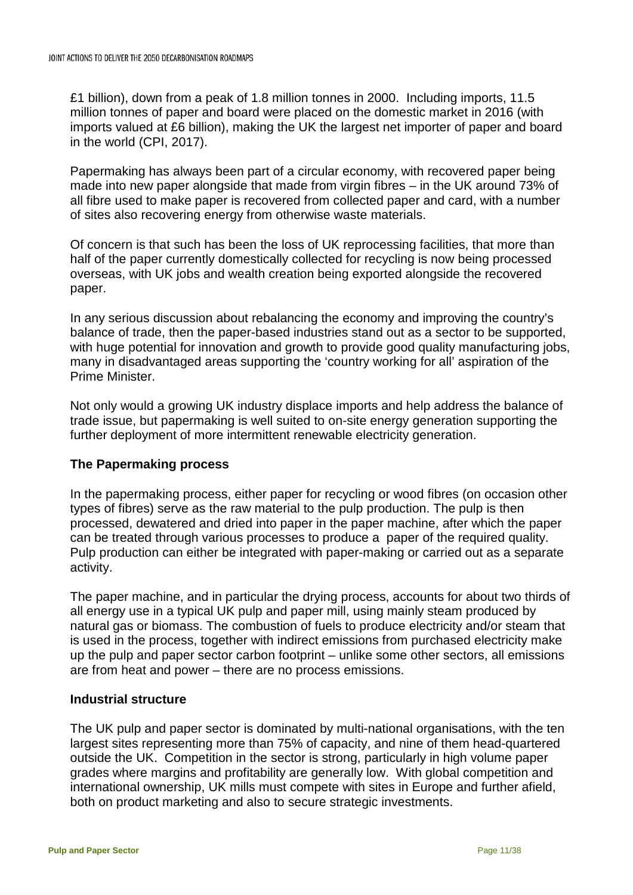£1 billion), down from a peak of 1.8 million tonnes in 2000. Including imports, 11.5 million tonnes of paper and board were placed on the domestic market in 2016 (with imports valued at £6 billion), making the UK the largest net importer of paper and board in the world (CPI, 2017).

Papermaking has always been part of a circular economy, with recovered paper being made into new paper alongside that made from virgin fibres – in the UK around 73% of all fibre used to make paper is recovered from collected paper and card, with a number of sites also recovering energy from otherwise waste materials.

Of concern is that such has been the loss of UK reprocessing facilities, that more than half of the paper currently domestically collected for recycling is now being processed overseas, with UK jobs and wealth creation being exported alongside the recovered paper.

In any serious discussion about rebalancing the economy and improving the country's balance of trade, then the paper-based industries stand out as a sector to be supported, with huge potential for innovation and growth to provide good quality manufacturing jobs, many in disadvantaged areas supporting the 'country working for all' aspiration of the Prime Minister.

Not only would a growing UK industry displace imports and help address the balance of trade issue, but papermaking is well suited to on-site energy generation supporting the further deployment of more intermittent renewable electricity generation.

### The Papermaking process

In the papermaking process, either paper for recycling or wood fibres (on occasion other types of fibres) serve as the raw material to the pulp production. The pulp is then processed, dewatered and dried into paper in the paper machine, after which the paper can be treated through various processes to produce a paper of the required quality. Pulp production can either be integrated with paper-making or carried out as a separate activity.

The paper machine, and in particular the drying process, accounts for about two thirds of all energy use in a typical UK pulp and paper mill, using mainly steam produced by natural gas or biomass. The combustion of fuels to produce electricity and/or steam that is used in the process, together with indirect emissions from purchased electricity make up the pulp and paper sector carbon footprint – unlike some other sectors, all emissions are from heat and power – there are no process emissions.

### Industrial structure

The UK pulp and paper sector is dominated by multi-national organisations, with the ten largest sites representing more than 75% of capacity, and nine of them head-quartered outside the UK. Competition in the sector is strong, particularly in high volume paper grades where margins and profitability are generally low. With global competition and international ownership, UK mills must compete with sites in Europe and further afield, both on product marketing and also to secure strategic investments.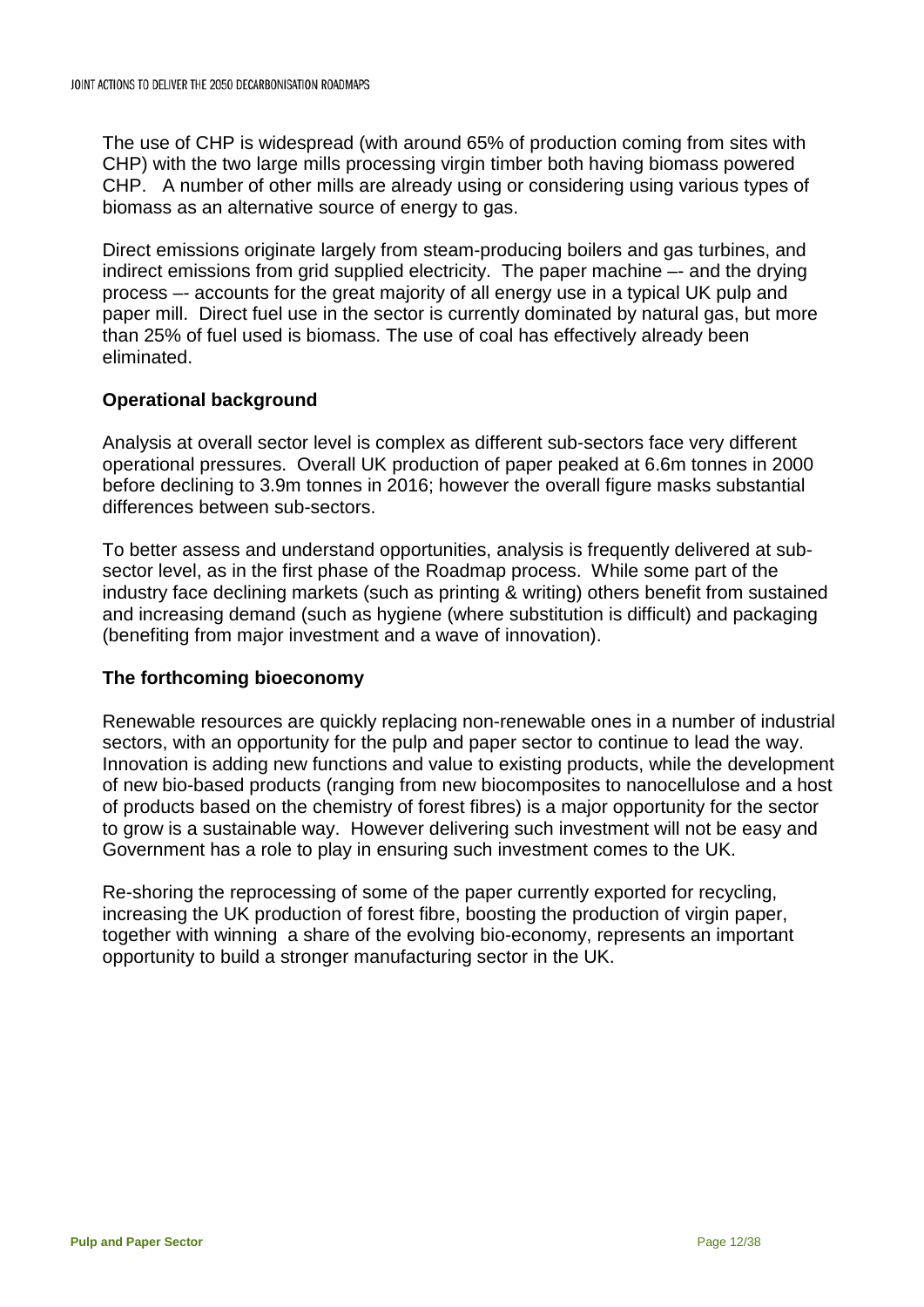The use of CHP is widespread (with around 65% of production coming from sites with CHP) with the two large mills processing virgin timber both having biomass powered CHP. A number of other mills are already using or considering using various types of biomass as an alternative source of energy to gas.

Direct emissions originate largely from steam-producing boilers and gas turbines, and indirect emissions from grid supplied electricity. The paper machine –- and the drying process –- accounts for the great majority of all energy use in a typical UK pulp and paper mill. Direct fuel use in the sector is currently dominated by natural gas, but more than 25% of fuel used is biomass. The use of coal has effectively already been eliminated.

**Operational background**

Analysis at overall sector level is complex as different sub-sectors face very different operational pressures. Overall UK production of paper peaked at 6.6m tonnes in 2000 before declining to 3.9m tonnes in 2016; however the overall figure masks substantial differences between sub-sectors.

To better assess and understand opportunities, analysis is frequently delivered at sub-sector level, as in the first phase of the Roadmap process. While some part of the industry face declining markets (such as printing & writing) others benefit from sustained and increasing demand (such as hygiene (where substitution is difficult) and packaging (benefiting from major investment and a wave of innovation).

**The forthcoming bioeconomy**

Renewable resources are quickly replacing non-renewable ones in a number of industrial sectors, with an opportunity for the pulp and paper sector to continue to lead the way. Innovation is adding new functions and value to existing products, while the development of new bio-based products (ranging from new biocomposites to nanocellulose and a host of products based on the chemistry of forest fibres) is a major opportunity for the sector to grow is a sustainable way. However delivering such investment will not be easy and Government has a role to play in ensuring such investment comes to the UK.

Re-shoring the reprocessing of some of the paper currently exported for recycling, increasing the UK production of forest fibre, boosting the production of virgin paper, together with winning a share of the evolving bio-economy, represents an important opportunity to build a stronger manufacturing sector in the UK.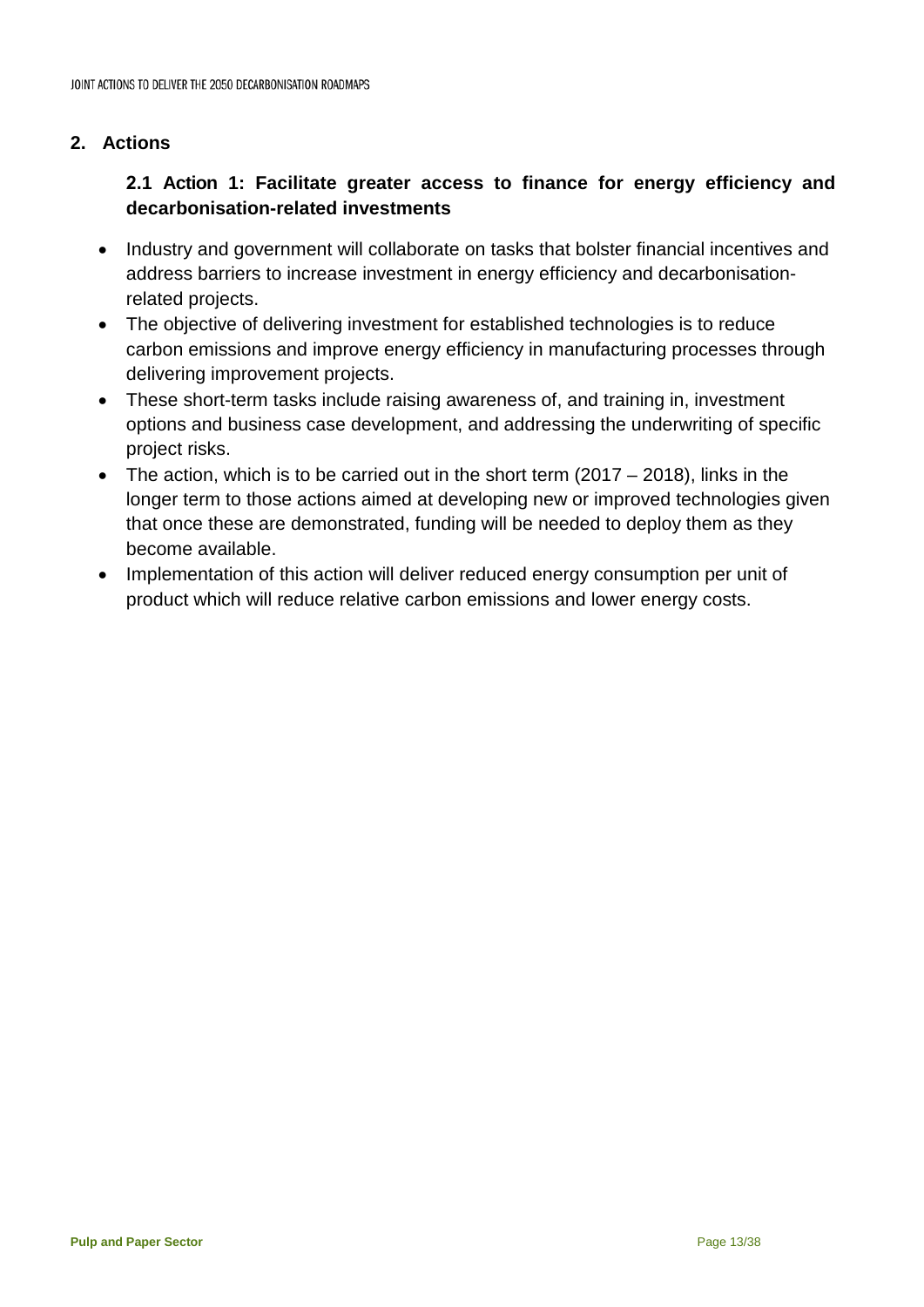## 2. Actions

### 2.1 Action 1: Facilitate greater access to finance for energy efficiency and decarbonisation-related investments

- Industry and government will collaborate on tasks that bolster financial incentives and address barriers to increase investment in energy efficiency and decarbonisation-related projects.
- The objective of delivering investment for established technologies is to reduce carbon emissions and improve energy efficiency in manufacturing processes through delivering improvement projects.
- These short-term tasks include raising awareness of, and training in, investment options and business case development, and addressing the underwriting of specific project risks.
- The action, which is to be carried out in the short term (2017 – 2018), links in the longer term to those actions aimed at developing new or improved technologies given that once these are demonstrated, funding will be needed to deploy them as they become available.
- Implementation of this action will deliver reduced energy consumption per unit of product which will reduce relative carbon emissions and lower energy costs.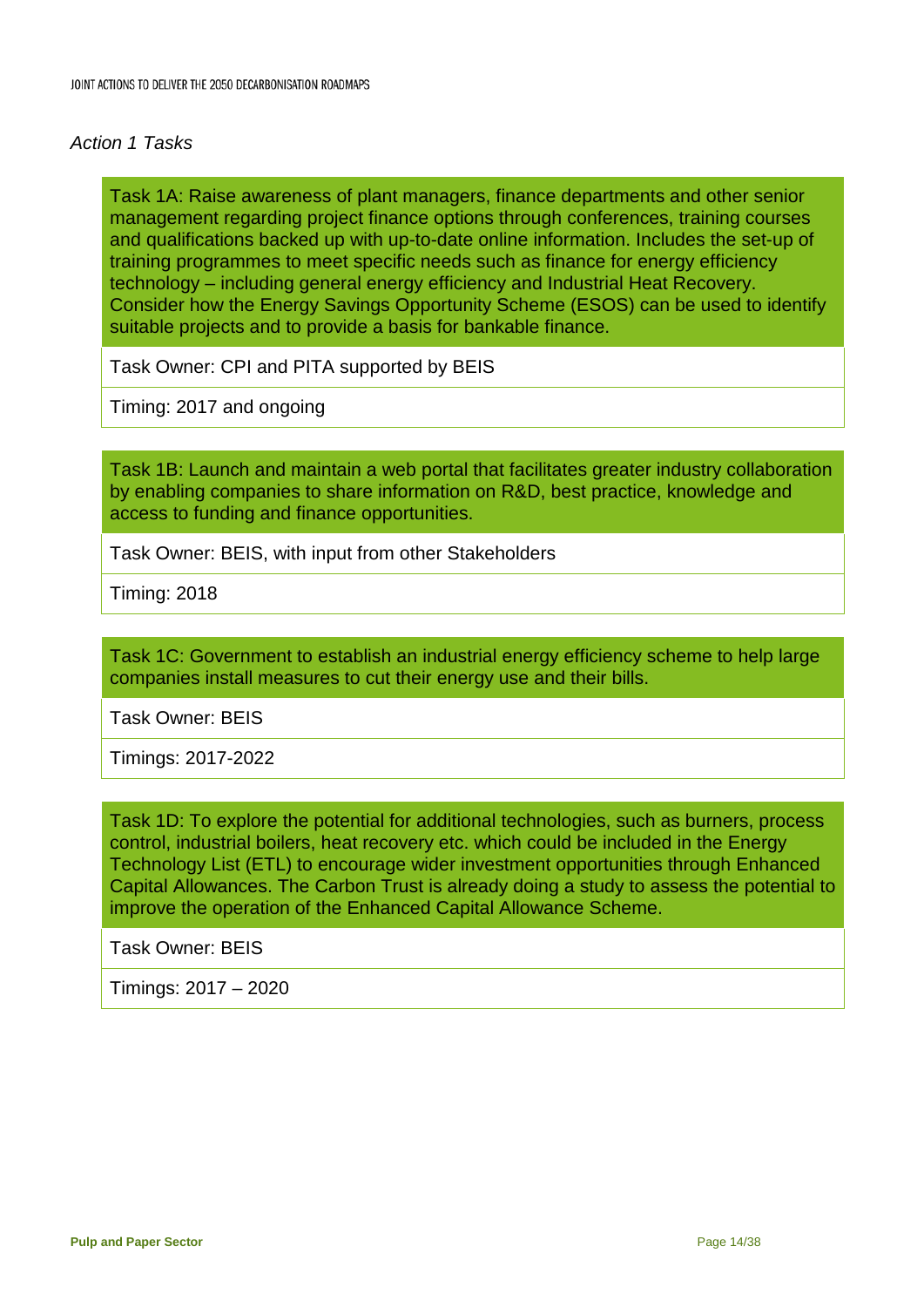*Action 1 Tasks*

| Task 1A: Raise awareness of plant managers, finance departments and other senior management regarding project finance options through conferences, training courses and qualifications backed up with up-to-date online information. Includes the set-up of training programmes to meet specific needs such as finance for energy efficiency technology – including general energy efficiency and Industrial Heat Recovery. Consider how the Energy Savings Opportunity Scheme (ESOS) can be used to identify suitable projects and to provide a basis for bankable finance. |
| --- |
| Task Owner: CPI and PITA supported by BEIS |
| Timing: 2017 and ongoing |

| Task 1B: Launch and maintain a web portal that facilitates greater industry collaboration by enabling companies to share information on R&D, best practice, knowledge and access to funding and finance opportunities. |
| --- |
| Task Owner: BEIS, with input from other Stakeholders |
| Timing: 2018 |

| Task 1C: Government to establish an industrial energy efficiency scheme to help large companies install measures to cut their energy use and their bills. |
| --- |
| Task Owner: BEIS |
| Timings: 2017-2022 |

| Task 1D: To explore the potential for additional technologies, such as burners, process control, industrial boilers, heat recovery etc. which could be included in the Energy Technology List (ETL) to encourage wider investment opportunities through Enhanced Capital Allowances. The Carbon Trust is already doing a study to assess the potential to improve the operation of the Enhanced Capital Allowance Scheme. |
| --- |
| Task Owner: BEIS |
| Timings: 2017 – 2020 |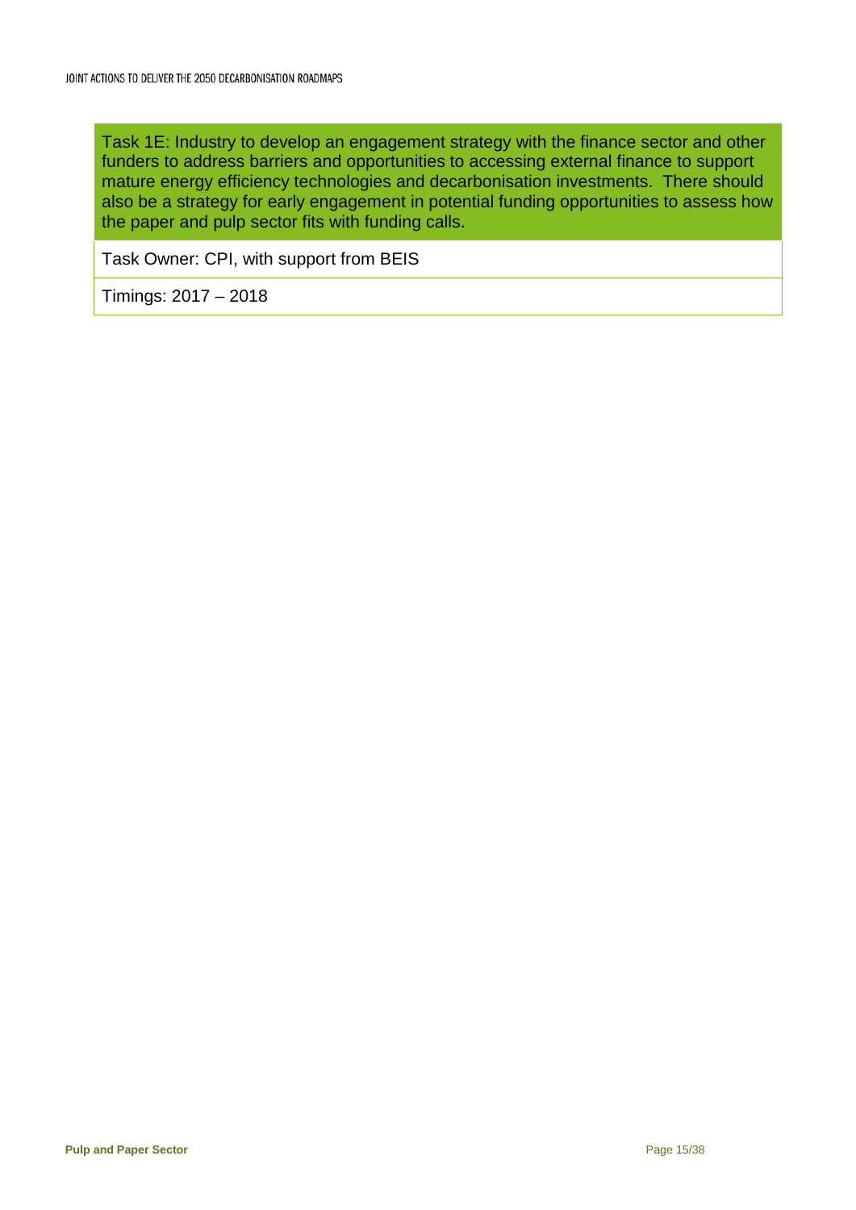Task 1E: Industry to develop an engagement strategy with the finance sector and other funders to address barriers and opportunities to accessing external finance to support mature energy efficiency technologies and decarbonisation investments. There should also be a strategy for early engagement in potential funding opportunities to assess how the paper and pulp sector fits with funding calls.

Task Owner: CPI, with support from BEIS

Timings: 2017 – 2018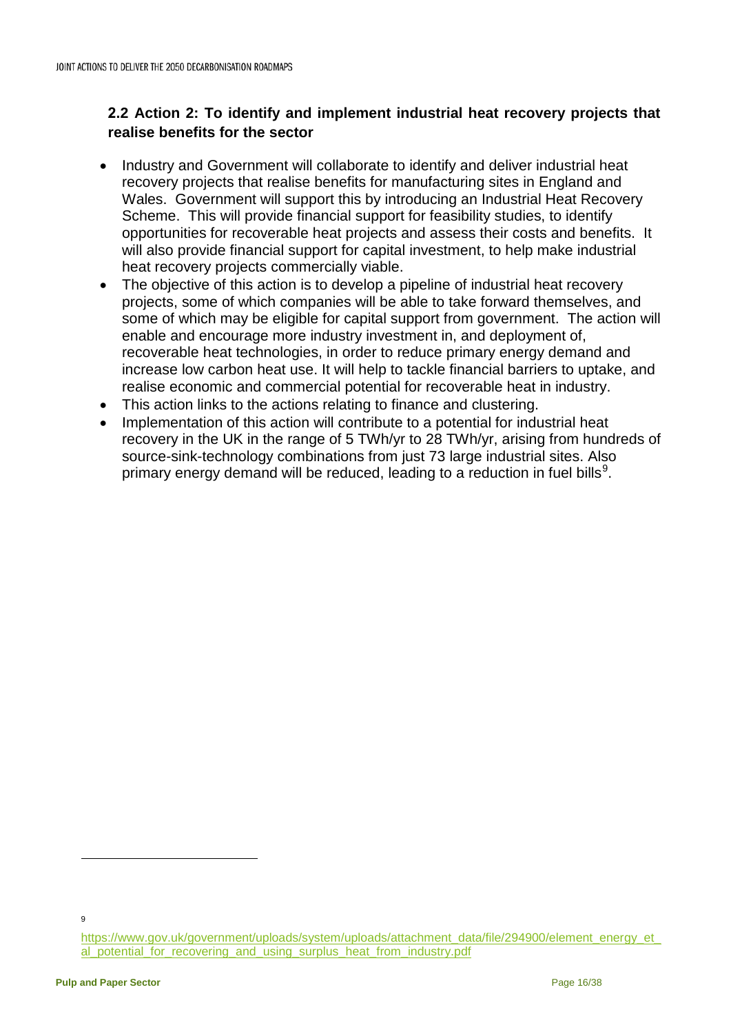## 2.2 Action 2: To identify and implement industrial heat recovery projects that realise benefits for the sector

- Industry and Government will collaborate to identify and deliver industrial heat recovery projects that realise benefits for manufacturing sites in England and Wales. Government will support this by introducing an Industrial Heat Recovery Scheme. This will provide financial support for feasibility studies, to identify opportunities for recoverable heat projects and assess their costs and benefits. It will also provide financial support for capital investment, to help make industrial heat recovery projects commercially viable.
- The objective of this action is to develop a pipeline of industrial heat recovery projects, some of which companies will be able to take forward themselves, and some of which may be eligible for capital support from government. The action will enable and encourage more industry investment in, and deployment of, recoverable heat technologies, in order to reduce primary energy demand and increase low carbon heat use. It will help to tackle financial barriers to uptake, and realise economic and commercial potential for recoverable heat in industry.
- This action links to the actions relating to finance and clustering.
- Implementation of this action will contribute to a potential for industrial heat recovery in the UK in the range of 5 TWh/yr to 28 TWh/yr, arising from hundreds of source-sink-technology combinations from just 73 large industrial sites. Also primary energy demand will be reduced, leading to a reduction in fuel bills[9].

---

[9] https://www.gov.uk/government/uploads/system/uploads/attachment_data/file/294900/element_energy_et_al_potential_for_recovering_and_using_surplus_heat_from_industry.pdf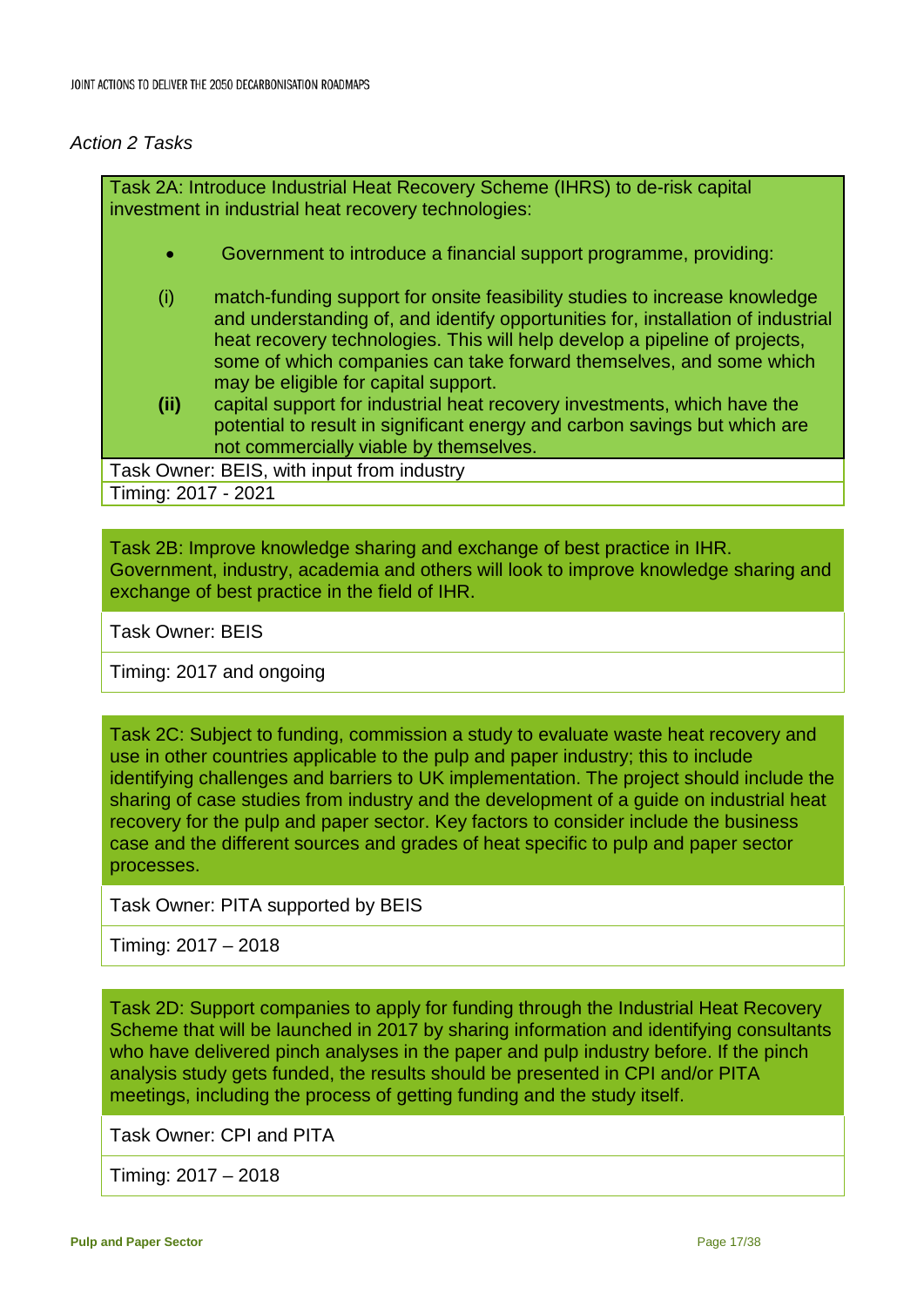*Action 2 Tasks*

| Task 2A: Introduce Industrial Heat Recovery Scheme (IHRS) to de-risk capital investment in industrial heat recovery technologies:<br><br>• Government to introduce a financial support programme, providing:<br><br>(i) match-funding support for onsite feasibility studies to increase knowledge and understanding of, and identify opportunities for, installation of industrial heat recovery technologies. This will help develop a pipeline of projects, some of which companies can take forward themselves, and some which may be eligible for capital support.<br>**(ii)** capital support for industrial heat recovery investments, which have the potential to result in significant energy and carbon savings but which are not commercially viable by themselves. |
|---|
| Task Owner: BEIS, with input from industry |
| Timing: 2017 - 2021 |

| Task 2B: Improve knowledge sharing and exchange of best practice in IHR. Government, industry, academia and others will look to improve knowledge sharing and exchange of best practice in the field of IHR. |
|---|
| Task Owner: BEIS |
| Timing: 2017 and ongoing |

| Task 2C: Subject to funding, commission a study to evaluate waste heat recovery and use in other countries applicable to the pulp and paper industry; this to include identifying challenges and barriers to UK implementation. The project should include the sharing of case studies from industry and the development of a guide on industrial heat recovery for the pulp and paper sector. Key factors to consider include the business case and the different sources and grades of heat specific to pulp and paper sector processes. |
|---|
| Task Owner: PITA supported by BEIS |
| Timing: 2017 – 2018 |

| Task 2D: Support companies to apply for funding through the Industrial Heat Recovery Scheme that will be launched in 2017 by sharing information and identifying consultants who have delivered pinch analyses in the paper and pulp industry before. If the pinch analysis study gets funded, the results should be presented in CPI and/or PITA meetings, including the process of getting funding and the study itself. |
|---|
| Task Owner: CPI and PITA |
| Timing: 2017 – 2018 |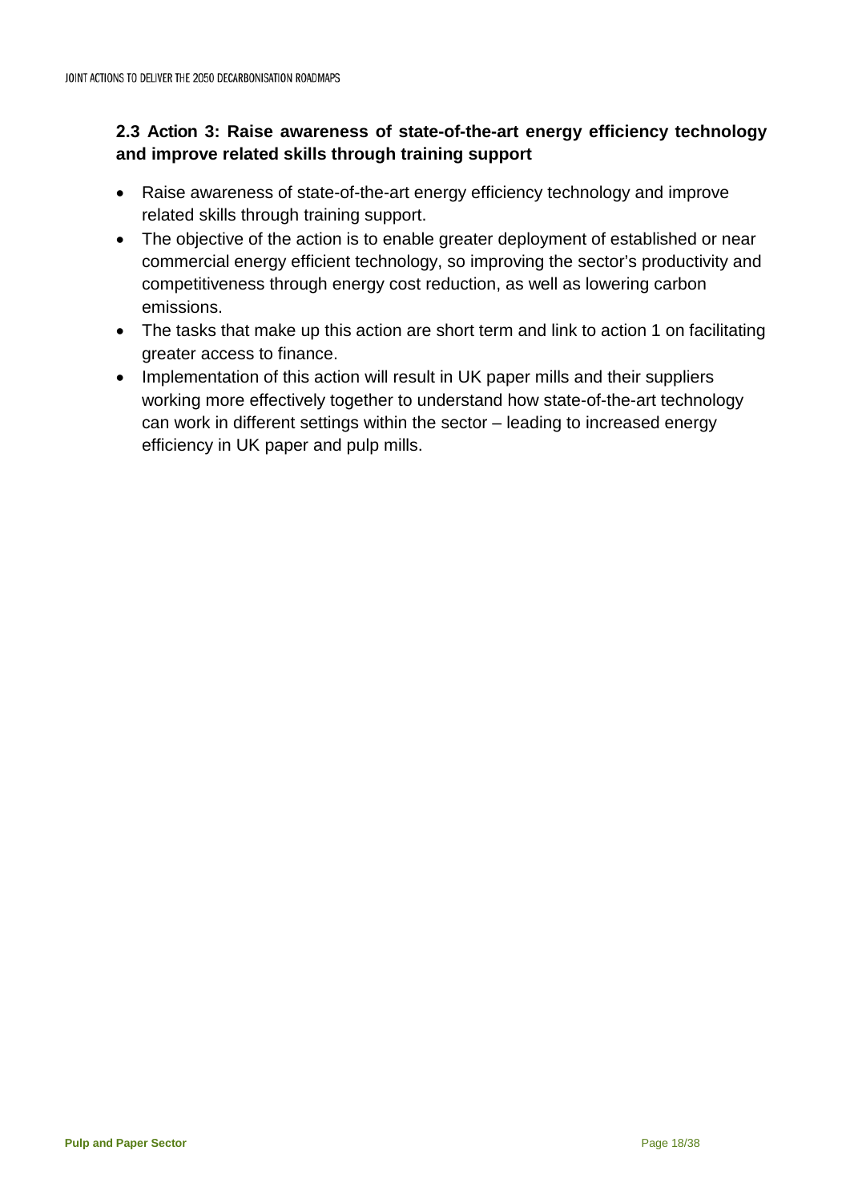## 2.3 Action 3: Raise awareness of state-of-the-art energy efficiency technology and improve related skills through training support

- Raise awareness of state-of-the-art energy efficiency technology and improve related skills through training support.
- The objective of the action is to enable greater deployment of established or near commercial energy efficient technology, so improving the sector's productivity and competitiveness through energy cost reduction, as well as lowering carbon emissions.
- The tasks that make up this action are short term and link to action 1 on facilitating greater access to finance.
- Implementation of this action will result in UK paper mills and their suppliers working more effectively together to understand how state-of-the-art technology can work in different settings within the sector – leading to increased energy efficiency in UK paper and pulp mills.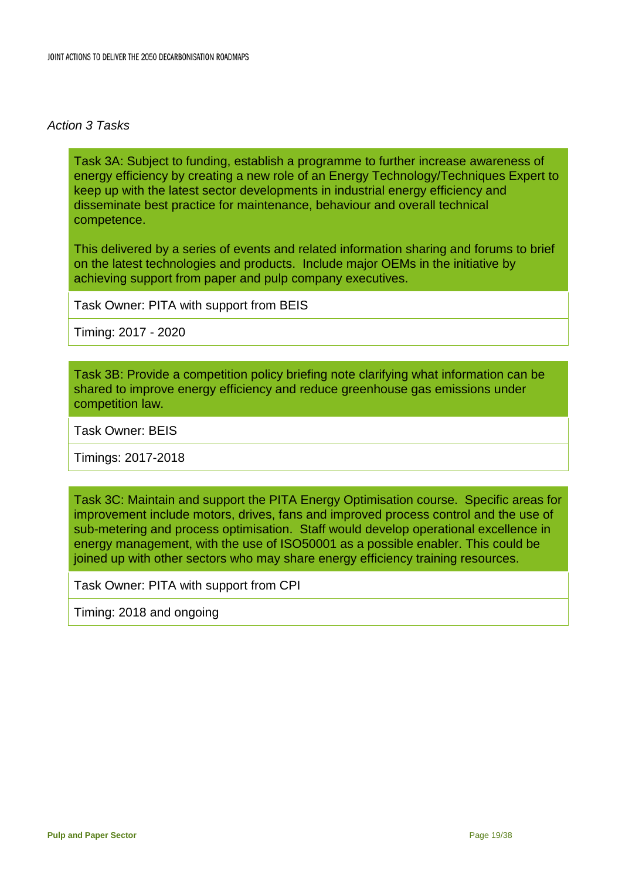*Action 3 Tasks*

| Task 3A: Subject to funding, establish a programme to further increase awareness of energy efficiency by creating a new role of an Energy Technology/Techniques Expert to keep up with the latest sector developments in industrial energy efficiency and disseminate best practice for maintenance, behaviour and overall technical competence.<br><br>This delivered by a series of events and related information sharing and forums to brief on the latest technologies and products. Include major OEMs in the initiative by achieving support from paper and pulp company executives. |
|---|
| Task Owner: PITA with support from BEIS |
| Timing: 2017 - 2020 |

| Task 3B: Provide a competition policy briefing note clarifying what information can be shared to improve energy efficiency and reduce greenhouse gas emissions under competition law. |
|---|
| Task Owner: BEIS |
| Timings: 2017-2018 |

| Task 3C: Maintain and support the PITA Energy Optimisation course. Specific areas for improvement include motors, drives, fans and improved process control and the use of sub-metering and process optimisation. Staff would develop operational excellence in energy management, with the use of ISO50001 as a possible enabler. This could be joined up with other sectors who may share energy efficiency training resources. |
|---|
| Task Owner: PITA with support from CPI |
| Timing: 2018 and ongoing |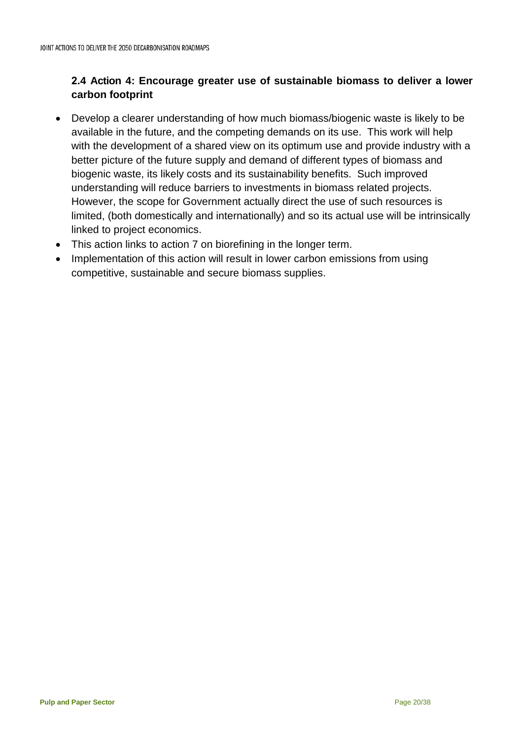## 2.4 Action 4: Encourage greater use of sustainable biomass to deliver a lower carbon footprint

- Develop a clearer understanding of how much biomass/biogenic waste is likely to be available in the future, and the competing demands on its use. This work will help with the development of a shared view on its optimum use and provide industry with a better picture of the future supply and demand of different types of biomass and biogenic waste, its likely costs and its sustainability benefits. Such improved understanding will reduce barriers to investments in biomass related projects. However, the scope for Government actually direct the use of such resources is limited, (both domestically and internationally) and so its actual use will be intrinsically linked to project economics.
- This action links to action 7 on biorefining in the longer term.
- Implementation of this action will result in lower carbon emissions from using competitive, sustainable and secure biomass supplies.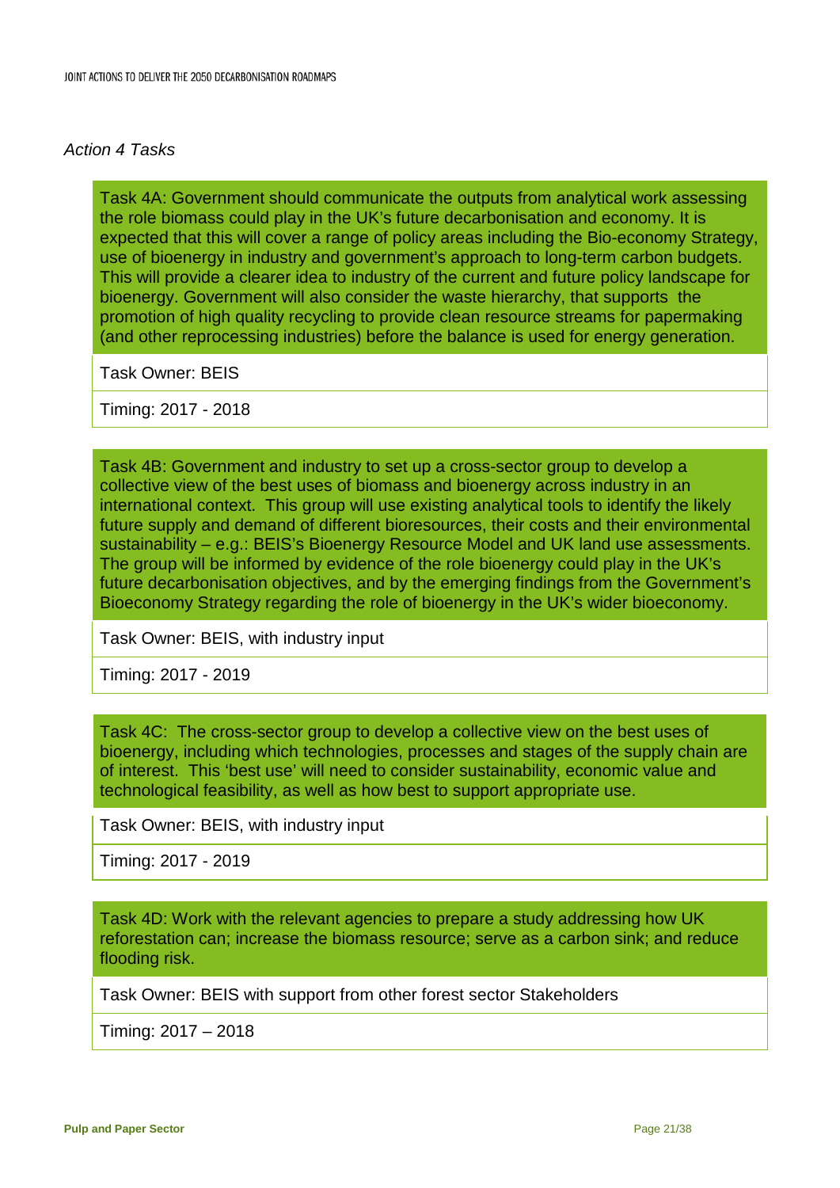*Action 4 Tasks*

| Task 4A: Government should communicate the outputs from analytical work assessing the role biomass could play in the UK's future decarbonisation and economy. It is expected that this will cover a range of policy areas including the Bio-economy Strategy, use of bioenergy in industry and government's approach to long-term carbon budgets. This will provide a clearer idea to industry of the current and future policy landscape for bioenergy. Government will also consider the waste hierarchy, that supports the promotion of high quality recycling to provide clean resource streams for papermaking (and other reprocessing industries) before the balance is used for energy generation. |
| --- |
| Task Owner: BEIS |
| Timing: 2017 - 2018 |

| Task 4B: Government and industry to set up a cross-sector group to develop a collective view of the best uses of biomass and bioenergy across industry in an international context. This group will use existing analytical tools to identify the likely future supply and demand of different bioresources, their costs and their environmental sustainability – e.g.: BEIS's Bioenergy Resource Model and UK land use assessments. The group will be informed by evidence of the role bioenergy could play in the UK's future decarbonisation objectives, and by the emerging findings from the Government's Bioeconomy Strategy regarding the role of bioenergy in the UK's wider bioeconomy. |
| --- |
| Task Owner: BEIS, with industry input |
| Timing: 2017 - 2019 |

| Task 4C: The cross-sector group to develop a collective view on the best uses of bioenergy, including which technologies, processes and stages of the supply chain are of interest. This 'best use' will need to consider sustainability, economic value and technological feasibility, as well as how best to support appropriate use. |
| --- |
| Task Owner: BEIS, with industry input |
| Timing: 2017 - 2019 |

| Task 4D: Work with the relevant agencies to prepare a study addressing how UK reforestation can; increase the biomass resource; serve as a carbon sink; and reduce flooding risk. |
| --- |
| Task Owner: BEIS with support from other forest sector Stakeholders |
| Timing: 2017 – 2018 |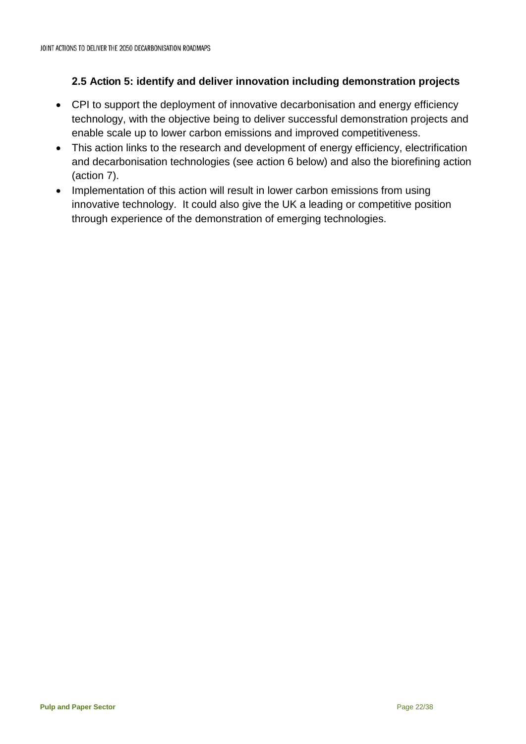### 2.5 Action 5: identify and deliver innovation including demonstration projects

- CPI to support the deployment of innovative decarbonisation and energy efficiency technology, with the objective being to deliver successful demonstration projects and enable scale up to lower carbon emissions and improved competitiveness.
- This action links to the research and development of energy efficiency, electrification and decarbonisation technologies (see action 6 below) and also the biorefining action (action 7).
- Implementation of this action will result in lower carbon emissions from using innovative technology. It could also give the UK a leading or competitive position through experience of the demonstration of emerging technologies.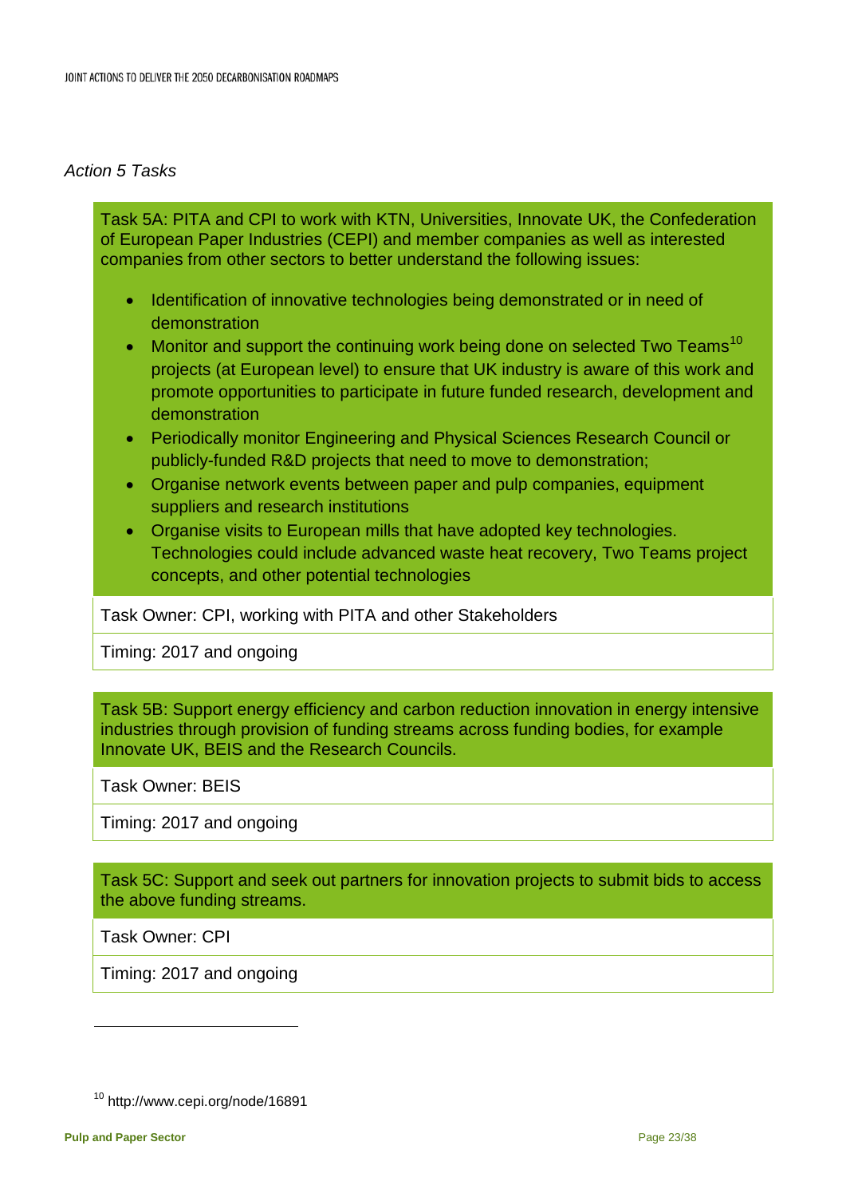*Action 5 Tasks*

Task 5A: PITA and CPI to work with KTN, Universities, Innovate UK, the Confederation of European Paper Industries (CEPI) and member companies as well as interested companies from other sectors to better understand the following issues:

- Identification of innovative technologies being demonstrated or in need of demonstration
- Monitor and support the continuing work being done on selected Two Teams[10] projects (at European level) to ensure that UK industry is aware of this work and promote opportunities to participate in future funded research, development and demonstration
- Periodically monitor Engineering and Physical Sciences Research Council or publicly-funded R&D projects that need to move to demonstration;
- Organise network events between paper and pulp companies, equipment suppliers and research institutions
- Organise visits to European mills that have adopted key technologies. Technologies could include advanced waste heat recovery, Two Teams project concepts, and other potential technologies

Task Owner: CPI, working with PITA and other Stakeholders

Timing: 2017 and ongoing

Task 5B: Support energy efficiency and carbon reduction innovation in energy intensive industries through provision of funding streams across funding bodies, for example Innovate UK, BEIS and the Research Councils.

Task Owner: BEIS

Timing: 2017 and ongoing

Task 5C: Support and seek out partners for innovation projects to submit bids to access the above funding streams.

Task Owner: CPI

Timing: 2017 and ongoing

[10] http://www.cepi.org/node/16891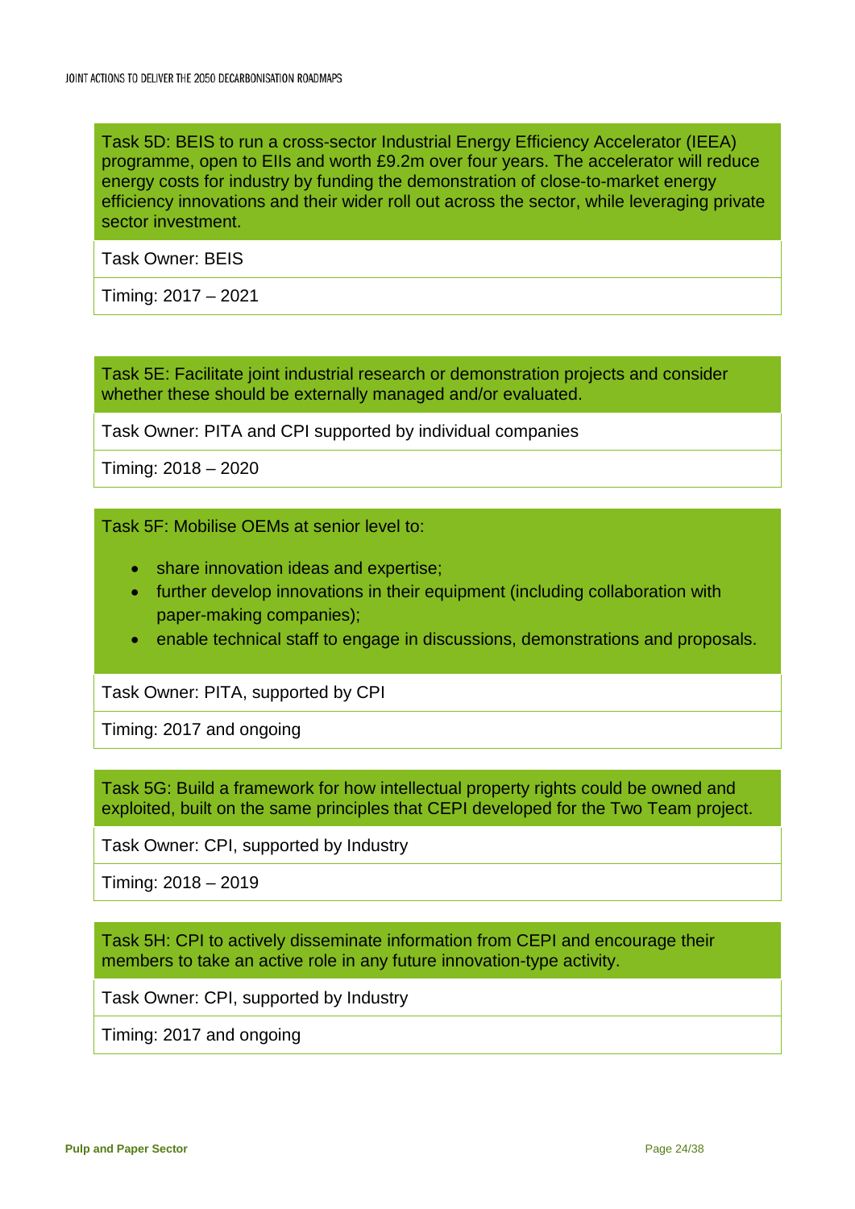**Task 5D: BEIS to run a cross-sector Industrial Energy Efficiency Accelerator (IEEA) programme, open to EIIs and worth £9.2m over four years. The accelerator will reduce energy costs for industry by funding the demonstration of close-to-market energy efficiency innovations and their wider roll out across the sector, while leveraging private sector investment.**

Task Owner: BEIS

Timing: 2017 – 2021

**Task 5E: Facilitate joint industrial research or demonstration projects and consider whether these should be externally managed and/or evaluated.**

Task Owner: PITA and CPI supported by individual companies

Timing: 2018 – 2020

**Task 5F: Mobilise OEMs at senior level to:**

- share innovation ideas and expertise;
- further develop innovations in their equipment (including collaboration with paper-making companies);
- enable technical staff to engage in discussions, demonstrations and proposals.

Task Owner: PITA, supported by CPI

Timing: 2017 and ongoing

**Task 5G: Build a framework for how intellectual property rights could be owned and exploited, built on the same principles that CEPI developed for the Two Team project.**

Task Owner: CPI, supported by Industry

Timing: 2018 – 2019

**Task 5H: CPI to actively disseminate information from CEPI and encourage their members to take an active role in any future innovation-type activity.**

Task Owner: CPI, supported by Industry

Timing: 2017 and ongoing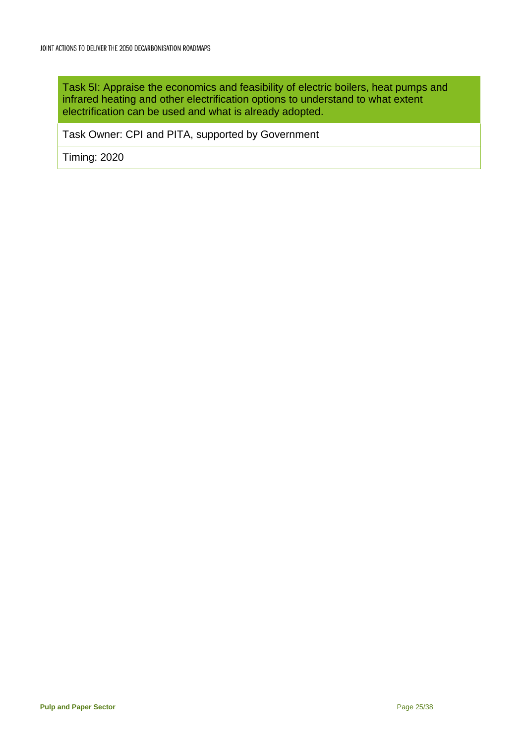**Task 5I: Appraise the economics and feasibility of electric boilers, heat pumps and infrared heating and other electrification options to understand to what extent electrification can be used and what is already adopted.**

Task Owner: CPI and PITA, supported by Government

Timing: 2020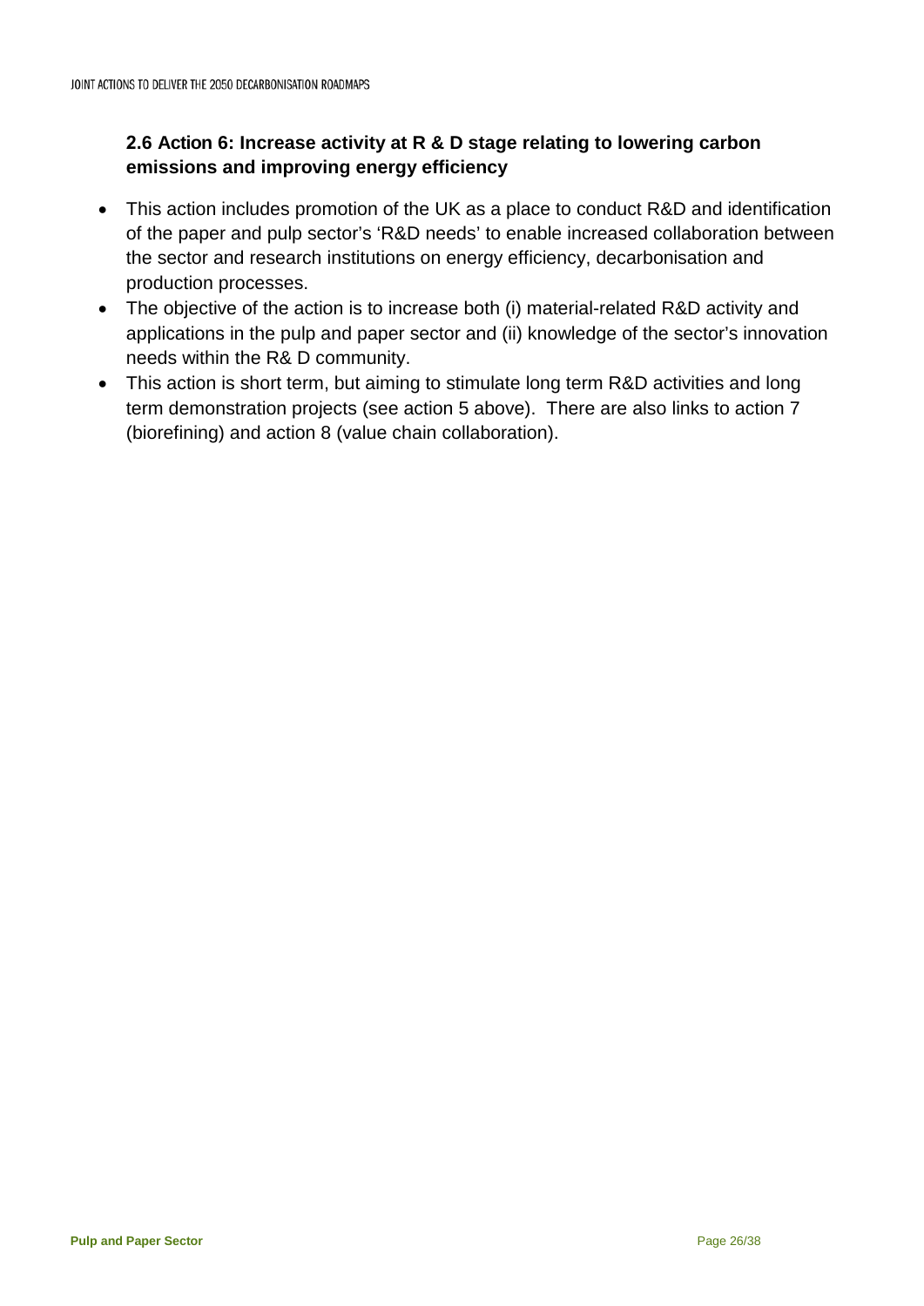## 2.6 Action 6: Increase activity at R & D stage relating to lowering carbon emissions and improving energy efficiency

- This action includes promotion of the UK as a place to conduct R&D and identification of the paper and pulp sector's 'R&D needs' to enable increased collaboration between the sector and research institutions on energy efficiency, decarbonisation and production processes.
- The objective of the action is to increase both (i) material-related R&D activity and applications in the pulp and paper sector and (ii) knowledge of the sector's innovation needs within the R& D community.
- This action is short term, but aiming to stimulate long term R&D activities and long term demonstration projects (see action 5 above). There are also links to action 7 (biorefining) and action 8 (value chain collaboration).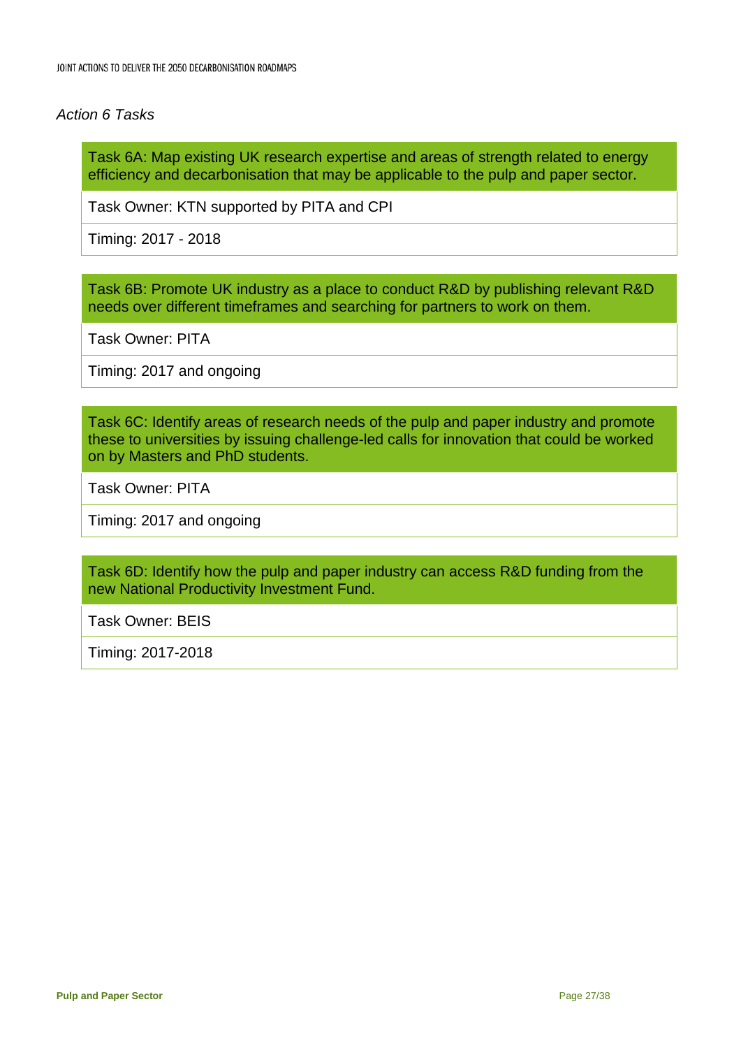*Action 6 Tasks*

| Task 6A: Map existing UK research expertise and areas of strength related to energy efficiency and decarbonisation that may be applicable to the pulp and paper sector. |
| --- |
| Task Owner: KTN supported by PITA and CPI |
| Timing: 2017 - 2018 |

| Task 6B: Promote UK industry as a place to conduct R&D by publishing relevant R&D needs over different timeframes and searching for partners to work on them. |
| --- |
| Task Owner: PITA |
| Timing: 2017 and ongoing |

| Task 6C: Identify areas of research needs of the pulp and paper industry and promote these to universities by issuing challenge-led calls for innovation that could be worked on by Masters and PhD students. |
| --- |
| Task Owner: PITA |
| Timing: 2017 and ongoing |

| Task 6D: Identify how the pulp and paper industry can access R&D funding from the new National Productivity Investment Fund. |
| --- |
| Task Owner: BEIS |
| Timing: 2017-2018 |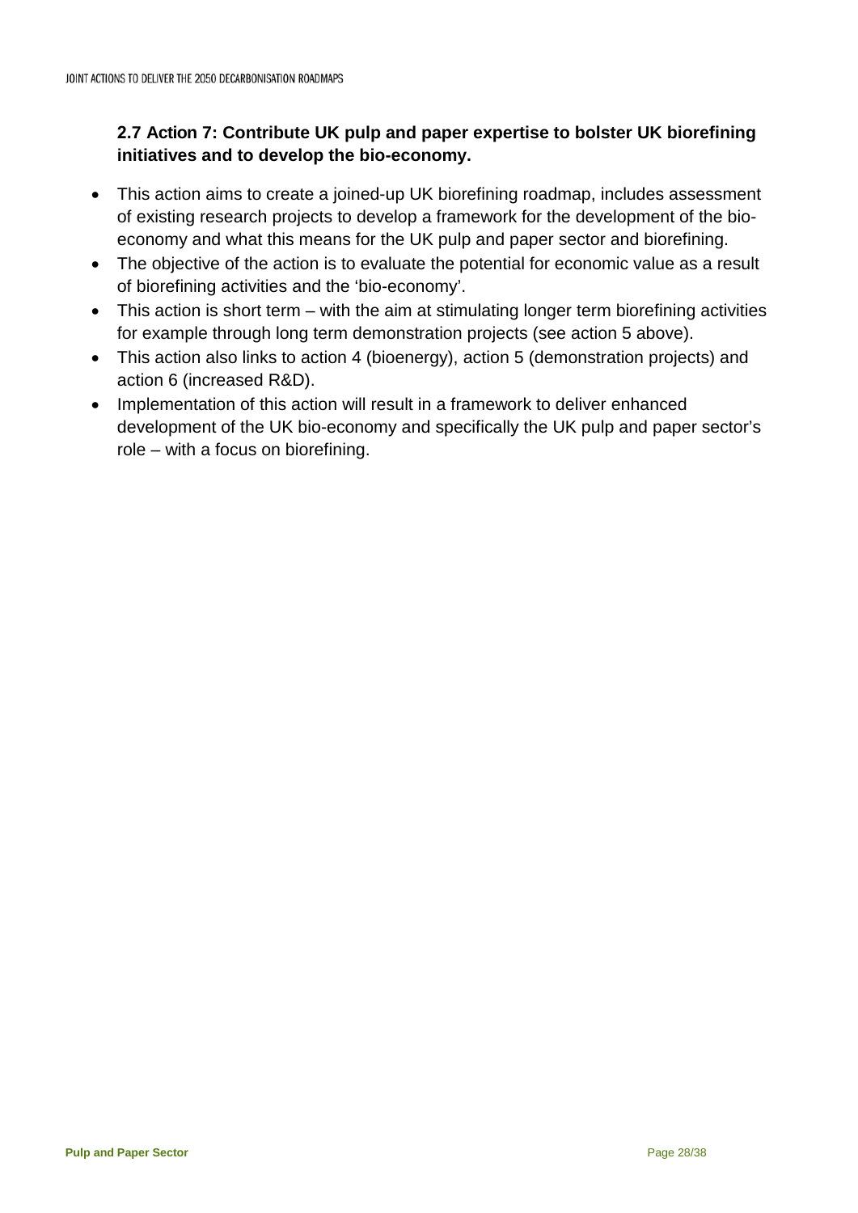### 2.7 Action 7: Contribute UK pulp and paper expertise to bolster UK biorefining initiatives and to develop the bio-economy.

- This action aims to create a joined-up UK biorefining roadmap, includes assessment of existing research projects to develop a framework for the development of the bio-economy and what this means for the UK pulp and paper sector and biorefining.
- The objective of the action is to evaluate the potential for economic value as a result of biorefining activities and the 'bio-economy'.
- This action is short term – with the aim at stimulating longer term biorefining activities for example through long term demonstration projects (see action 5 above).
- This action also links to action 4 (bioenergy), action 5 (demonstration projects) and action 6 (increased R&D).
- Implementation of this action will result in a framework to deliver enhanced development of the UK bio-economy and specifically the UK pulp and paper sector's role – with a focus on biorefining.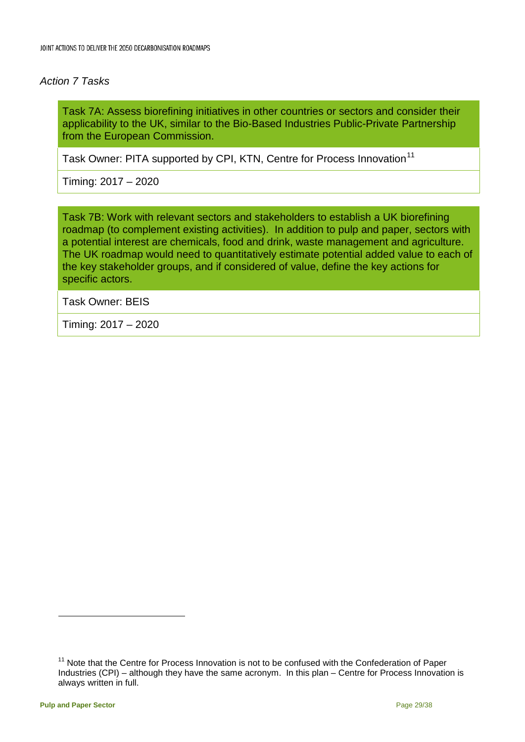*Action 7 Tasks*

| Task 7A: Assess biorefining initiatives in other countries or sectors and consider their applicability to the UK, similar to the Bio-Based Industries Public-Private Partnership from the European Commission. |
| --- |
| Task Owner: PITA supported by CPI, KTN, Centre for Process Innovation[11] |
| Timing: 2017 – 2020 |

| Task 7B: Work with relevant sectors and stakeholders to establish a UK biorefining roadmap (to complement existing activities). In addition to pulp and paper, sectors with a potential interest are chemicals, food and drink, waste management and agriculture. The UK roadmap would need to quantitatively estimate potential added value to each of the key stakeholder groups, and if considered of value, define the key actions for specific actors. |
| --- |
| Task Owner: BEIS |
| Timing: 2017 – 2020 |

[11] Note that the Centre for Process Innovation is not to be confused with the Confederation of Paper Industries (CPI) – although they have the same acronym. In this plan – Centre for Process Innovation is always written in full.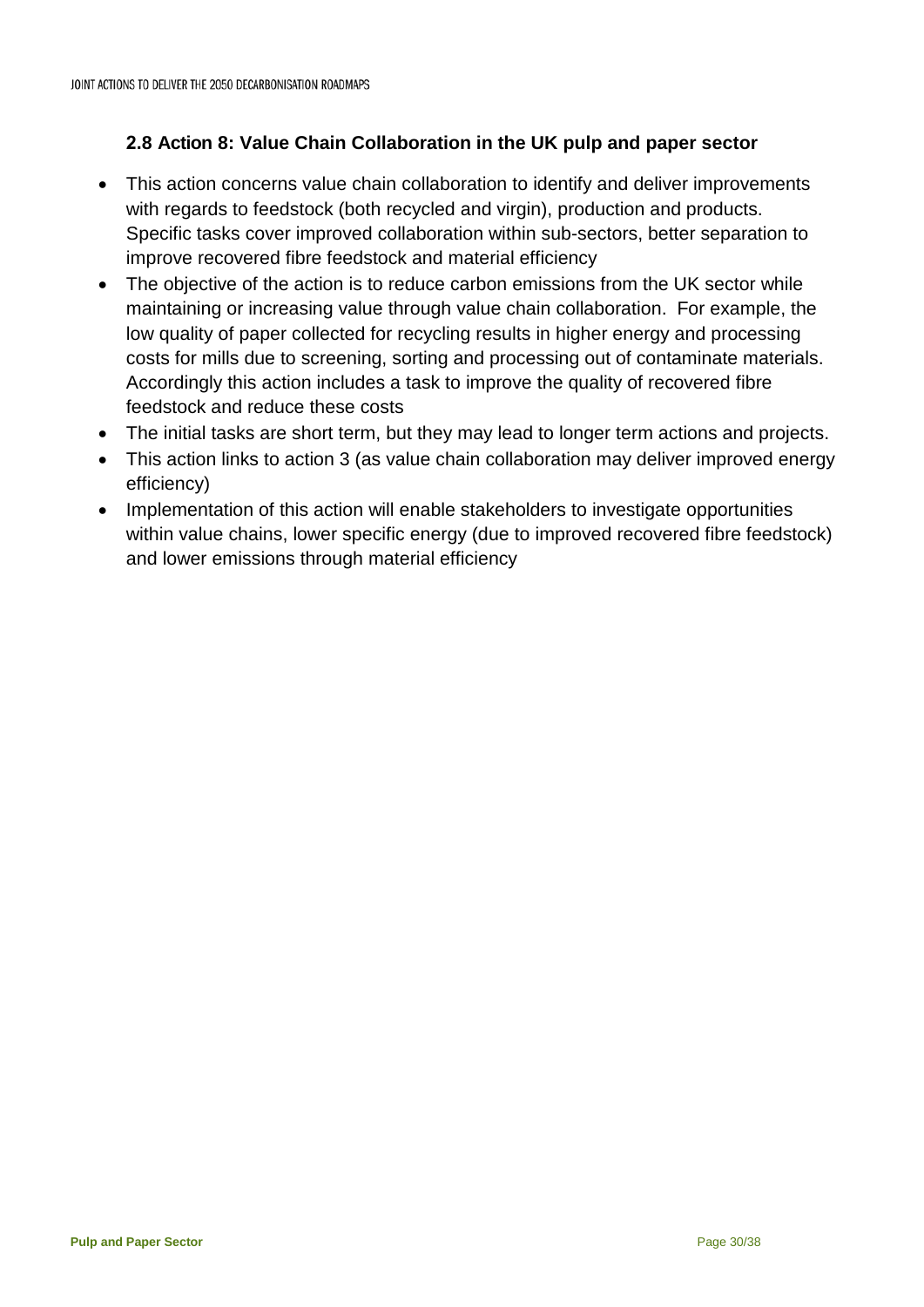## 2.8 Action 8: Value Chain Collaboration in the UK pulp and paper sector

- This action concerns value chain collaboration to identify and deliver improvements with regards to feedstock (both recycled and virgin), production and products. Specific tasks cover improved collaboration within sub-sectors, better separation to improve recovered fibre feedstock and material efficiency
- The objective of the action is to reduce carbon emissions from the UK sector while maintaining or increasing value through value chain collaboration. For example, the low quality of paper collected for recycling results in higher energy and processing costs for mills due to screening, sorting and processing out of contaminate materials. Accordingly this action includes a task to improve the quality of recovered fibre feedstock and reduce these costs
- The initial tasks are short term, but they may lead to longer term actions and projects.
- This action links to action 3 (as value chain collaboration may deliver improved energy efficiency)
- Implementation of this action will enable stakeholders to investigate opportunities within value chains, lower specific energy (due to improved recovered fibre feedstock) and lower emissions through material efficiency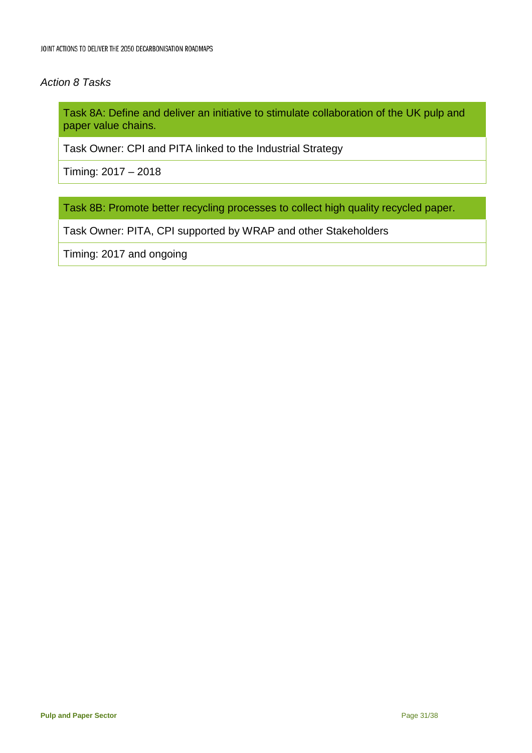*Action 8 Tasks*

| Task 8A: Define and deliver an initiative to stimulate collaboration of the UK pulp and paper value chains. |
| --- |
| Task Owner: CPI and PITA linked to the Industrial Strategy |
| Timing: 2017 – 2018 |

| Task 8B: Promote better recycling processes to collect high quality recycled paper. |
| --- |
| Task Owner: PITA, CPI supported by WRAP and other Stakeholders |
| Timing: 2017 and ongoing |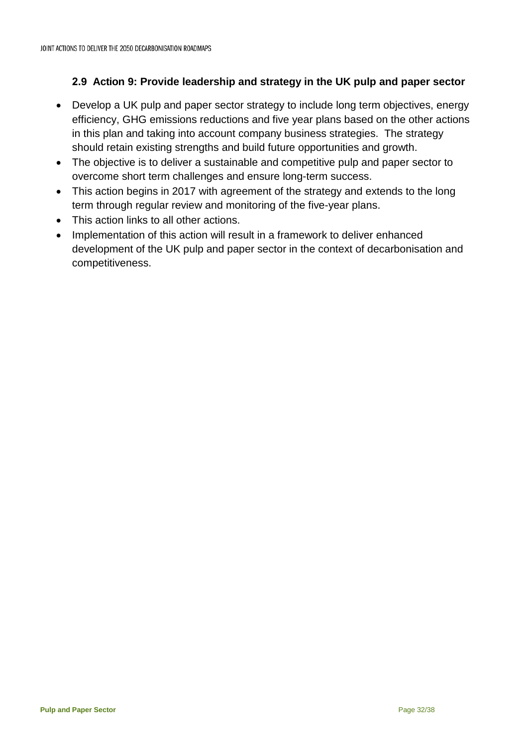## 2.9 Action 9: Provide leadership and strategy in the UK pulp and paper sector

- Develop a UK pulp and paper sector strategy to include long term objectives, energy efficiency, GHG emissions reductions and five year plans based on the other actions in this plan and taking into account company business strategies. The strategy should retain existing strengths and build future opportunities and growth.
- The objective is to deliver a sustainable and competitive pulp and paper sector to overcome short term challenges and ensure long-term success.
- This action begins in 2017 with agreement of the strategy and extends to the long term through regular review and monitoring of the five-year plans.
- This action links to all other actions.
- Implementation of this action will result in a framework to deliver enhanced development of the UK pulp and paper sector in the context of decarbonisation and competitiveness.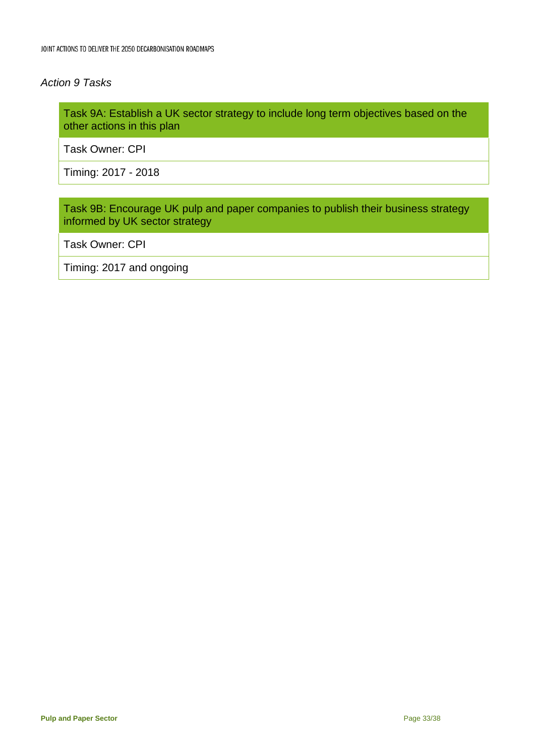*Action 9 Tasks*

| Task 9A: Establish a UK sector strategy to include long term objectives based on the other actions in this plan |
| --- |
| Task Owner: CPI |
| Timing: 2017 - 2018 |

| Task 9B: Encourage UK pulp and paper companies to publish their business strategy informed by UK sector strategy |
| --- |
| Task Owner: CPI |
| Timing: 2017 and ongoing |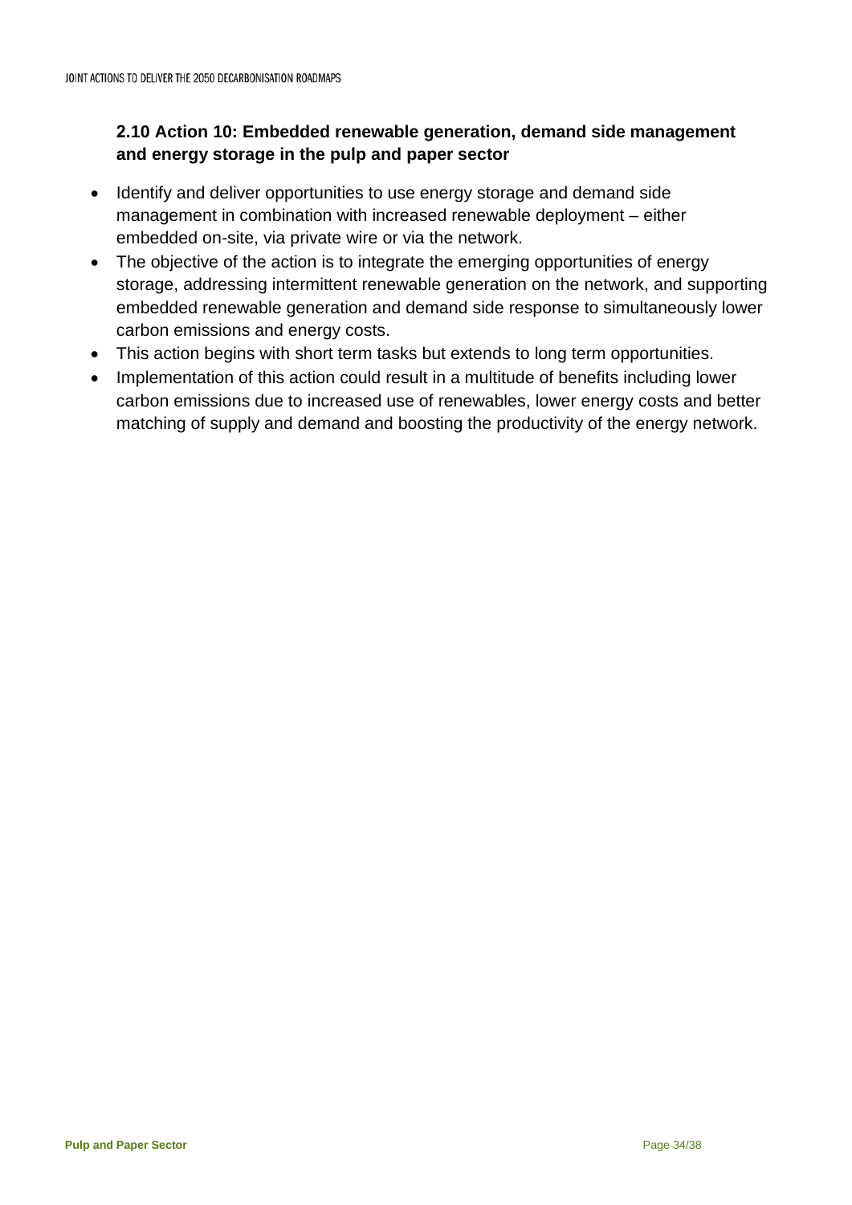### 2.10 Action 10: Embedded renewable generation, demand side management and energy storage in the pulp and paper sector

- Identify and deliver opportunities to use energy storage and demand side management in combination with increased renewable deployment – either embedded on-site, via private wire or via the network.
- The objective of the action is to integrate the emerging opportunities of energy storage, addressing intermittent renewable generation on the network, and supporting embedded renewable generation and demand side response to simultaneously lower carbon emissions and energy costs.
- This action begins with short term tasks but extends to long term opportunities.
- Implementation of this action could result in a multitude of benefits including lower carbon emissions due to increased use of renewables, lower energy costs and better matching of supply and demand and boosting the productivity of the energy network.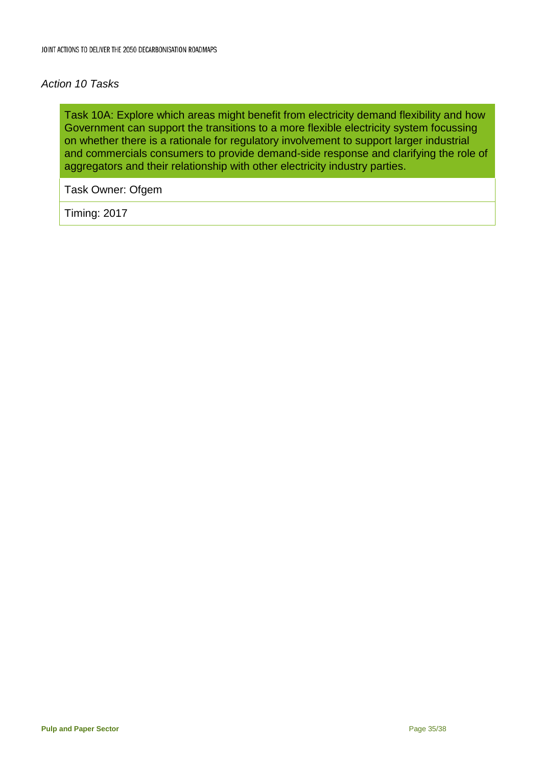*Action 10 Tasks*

| Task 10A: Explore which areas might benefit from electricity demand flexibility and how Government can support the transitions to a more flexible electricity system focussing on whether there is a rationale for regulatory involvement to support larger industrial and commercials consumers to provide demand-side response and clarifying the role of aggregators and their relationship with other electricity industry parties. |
|---|
| Task Owner: Ofgem |
| Timing: 2017 |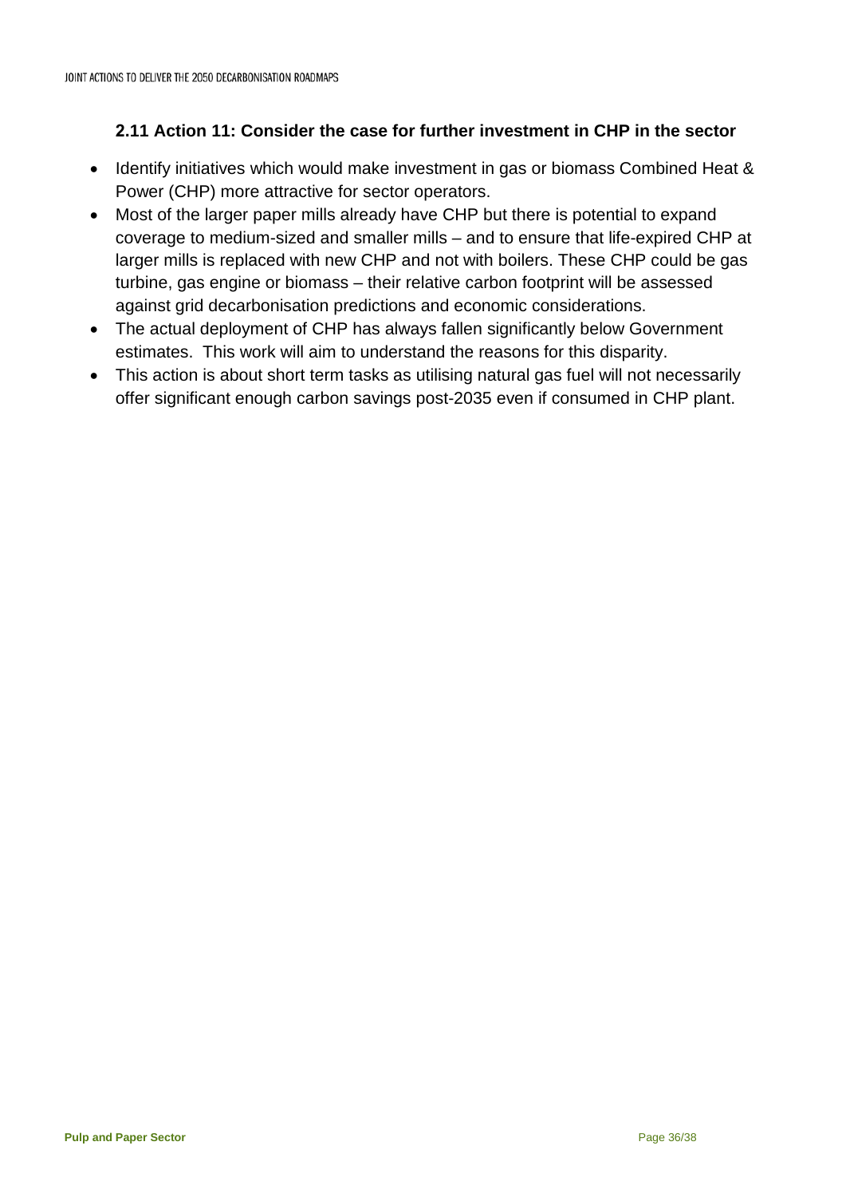### 2.11 Action 11: Consider the case for further investment in CHP in the sector

- Identify initiatives which would make investment in gas or biomass Combined Heat & Power (CHP) more attractive for sector operators.
- Most of the larger paper mills already have CHP but there is potential to expand coverage to medium-sized and smaller mills – and to ensure that life-expired CHP at larger mills is replaced with new CHP and not with boilers. These CHP could be gas turbine, gas engine or biomass – their relative carbon footprint will be assessed against grid decarbonisation predictions and economic considerations.
- The actual deployment of CHP has always fallen significantly below Government estimates. This work will aim to understand the reasons for this disparity.
- This action is about short term tasks as utilising natural gas fuel will not necessarily offer significant enough carbon savings post-2035 even if consumed in CHP plant.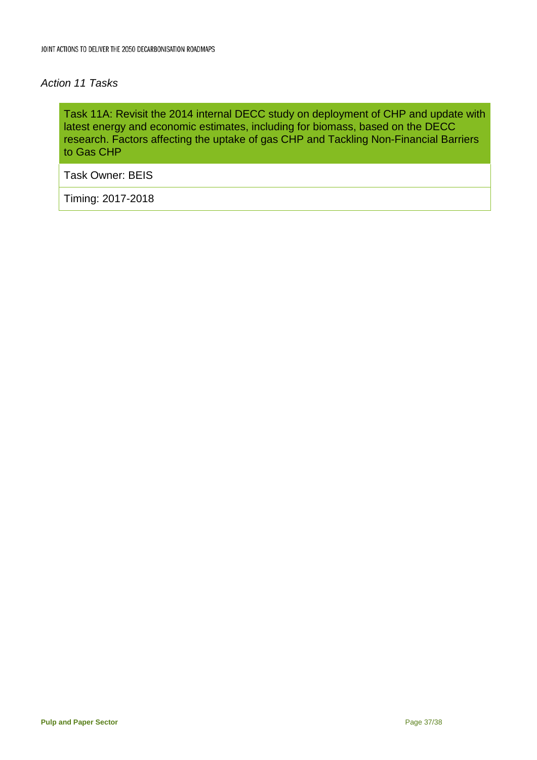*Action 11 Tasks*

| Task 11A: Revisit the 2014 internal DECC study on deployment of CHP and update with latest energy and economic estimates, including for biomass, based on the DECC research. Factors affecting the uptake of gas CHP and Tackling Non-Financial Barriers to Gas CHP |
| --- |
| Task Owner: BEIS |
| Timing: 2017-2018 |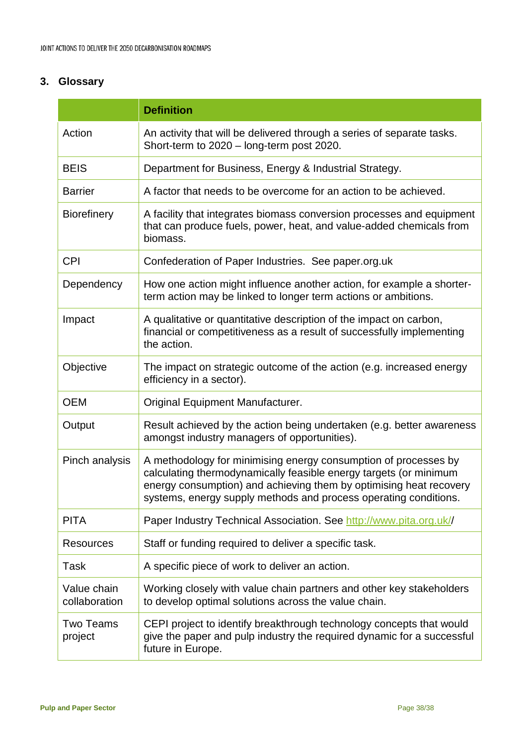## 3. Glossary

| | Definition |
|---|---|
| Action | An activity that will be delivered through a series of separate tasks. Short-term to 2020 – long-term post 2020. |
| BEIS | Department for Business, Energy & Industrial Strategy. |
| Barrier | A factor that needs to be overcome for an action to be achieved. |
| Biorefinery | A facility that integrates biomass conversion processes and equipment that can produce fuels, power, heat, and value-added chemicals from biomass. |
| CPI | Confederation of Paper Industries. See paper.org.uk |
| Dependency | How one action might influence another action, for example a shorter-term action may be linked to longer term actions or ambitions. |
| Impact | A qualitative or quantitative description of the impact on carbon, financial or competitiveness as a result of successfully implementing the action. |
| Objective | The impact on strategic outcome of the action (e.g. increased energy efficiency in a sector). |
| OEM | Original Equipment Manufacturer. |
| Output | Result achieved by the action being undertaken (e.g. better awareness amongst industry managers of opportunities). |
| Pinch analysis | A methodology for minimising energy consumption of processes by calculating thermodynamically feasible energy targets (or minimum energy consumption) and achieving them by optimising heat recovery systems, energy supply methods and process operating conditions. |
| PITA | Paper Industry Technical Association. See http://www.pita.org.uk// |
| Resources | Staff or funding required to deliver a specific task. |
| Task | A specific piece of work to deliver an action. |
| Value chain collaboration | Working closely with value chain partners and other key stakeholders to develop optimal solutions across the value chain. |
| Two Teams project | CEPI project to identify breakthrough technology concepts that would give the paper and pulp industry the required dynamic for a successful future in Europe. |